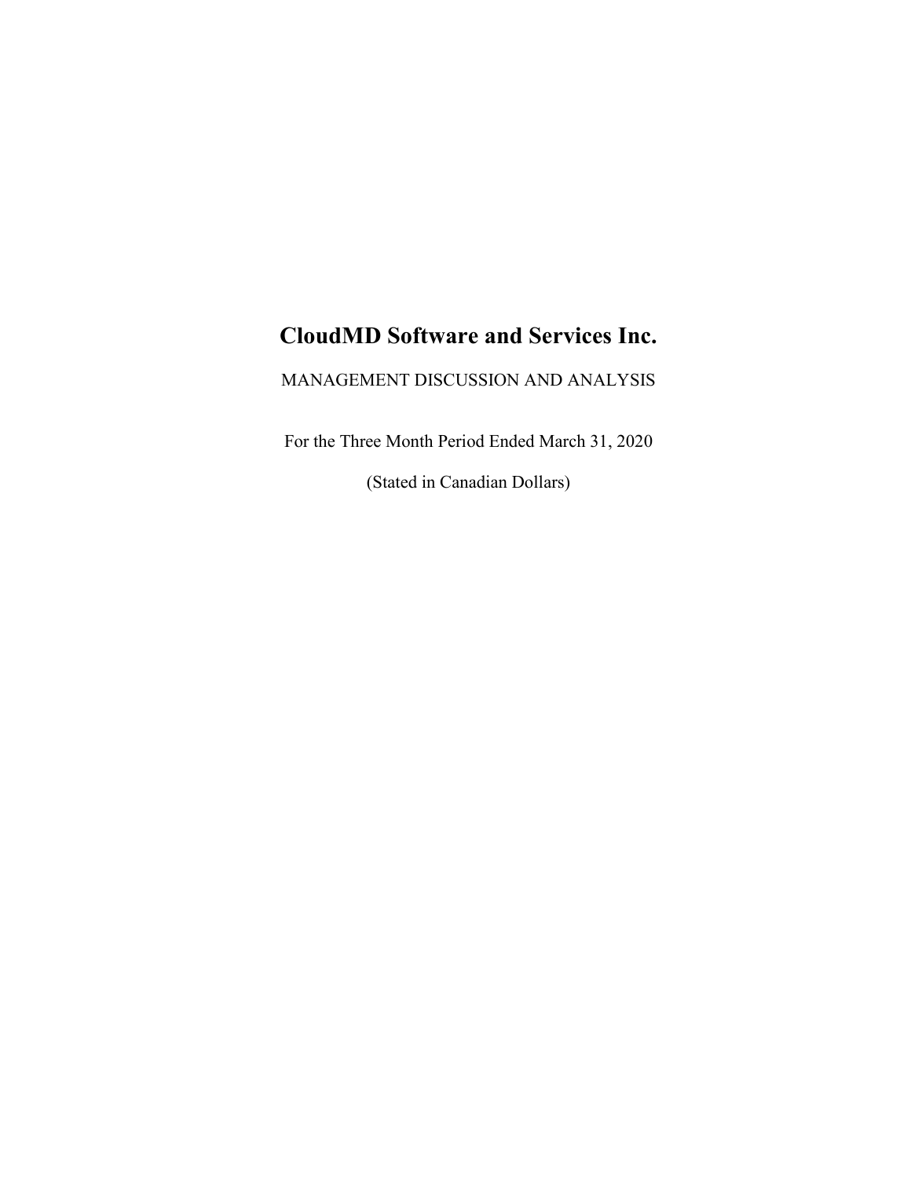# CloudMD Software and Services Inc.

MANAGEMENT DISCUSSION AND ANALYSIS

For the Three Month Period Ended March 31, 2020

(Stated in Canadian Dollars)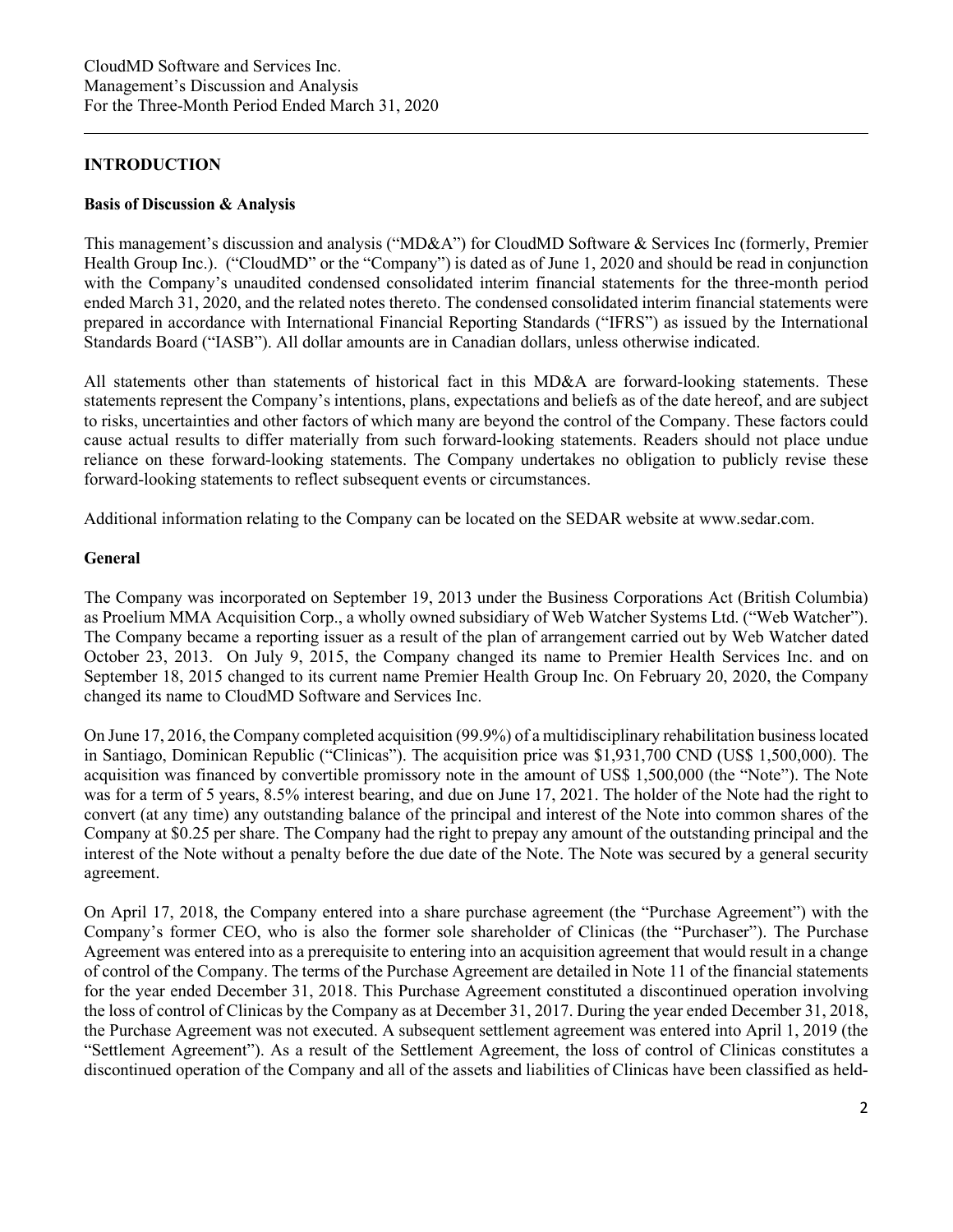## INTRODUCTION

### Basis of Discussion & Analysis

This management's discussion and analysis ("MD&A") for CloudMD Software & Services Inc (formerly, Premier Health Group Inc.). ("CloudMD" or the "Company") is dated as of June 1, 2020 and should be read in conjunction with the Company's unaudited condensed consolidated interim financial statements for the three-month period ended March 31, 2020, and the related notes thereto. The condensed consolidated interim financial statements were prepared in accordance with International Financial Reporting Standards ("IFRS") as issued by the International Standards Board ("IASB"). All dollar amounts are in Canadian dollars, unless otherwise indicated.

All statements other than statements of historical fact in this MD&A are forward-looking statements. These statements represent the Company's intentions, plans, expectations and beliefs as of the date hereof, and are subject to risks, uncertainties and other factors of which many are beyond the control of the Company. These factors could cause actual results to differ materially from such forward-looking statements. Readers should not place undue reliance on these forward-looking statements. The Company undertakes no obligation to publicly revise these forward-looking statements to reflect subsequent events or circumstances.

Additional information relating to the Company can be located on the SEDAR website at www.sedar.com.

### General

The Company was incorporated on September 19, 2013 under the Business Corporations Act (British Columbia) as Proelium MMA Acquisition Corp., a wholly owned subsidiary of Web Watcher Systems Ltd. ("Web Watcher"). The Company became a reporting issuer as a result of the plan of arrangement carried out by Web Watcher dated October 23, 2013. On July 9, 2015, the Company changed its name to Premier Health Services Inc. and on September 18, 2015 changed to its current name Premier Health Group Inc. On February 20, 2020, the Company changed its name to CloudMD Software and Services Inc.

On June 17, 2016, the Company completed acquisition (99.9%) of a multidisciplinary rehabilitation business located in Santiago, Dominican Republic ("Clinicas"). The acquisition price was $1,931,700 CND (US$ 1,500,000). The acquisition was financed by convertible promissory note in the amount of US$ 1,500,000 (the "Note"). The Note was for a term of 5 years, 8.5% interest bearing, and due on June 17, 2021. The holder of the Note had the right to convert (at any time) any outstanding balance of the principal and interest of the Note into common shares of the Company at $0.25 per share. The Company had the right to prepay any amount of the outstanding principal and the interest of the Note without a penalty before the due date of the Note. The Note was secured by a general security agreement.

On April 17, 2018, the Company entered into a share purchase agreement (the "Purchase Agreement") with the Company's former CEO, who is also the former sole shareholder of Clinicas (the "Purchaser"). The Purchase Agreement was entered into as a prerequisite to entering into an acquisition agreement that would result in a change of control of the Company. The terms of the Purchase Agreement are detailed in Note 11 of the financial statements for the year ended December 31, 2018. This Purchase Agreement constituted a discontinued operation involving the loss of control of Clinicas by the Company as at December 31, 2017. During the year ended December 31, 2018, the Purchase Agreement was not executed. A subsequent settlement agreement was entered into April 1, 2019 (the "Settlement Agreement"). As a result of the Settlement Agreement, the loss of control of Clinicas constitutes a discontinued operation of the Company and all of the assets and liabilities of Clinicas have been classified as held-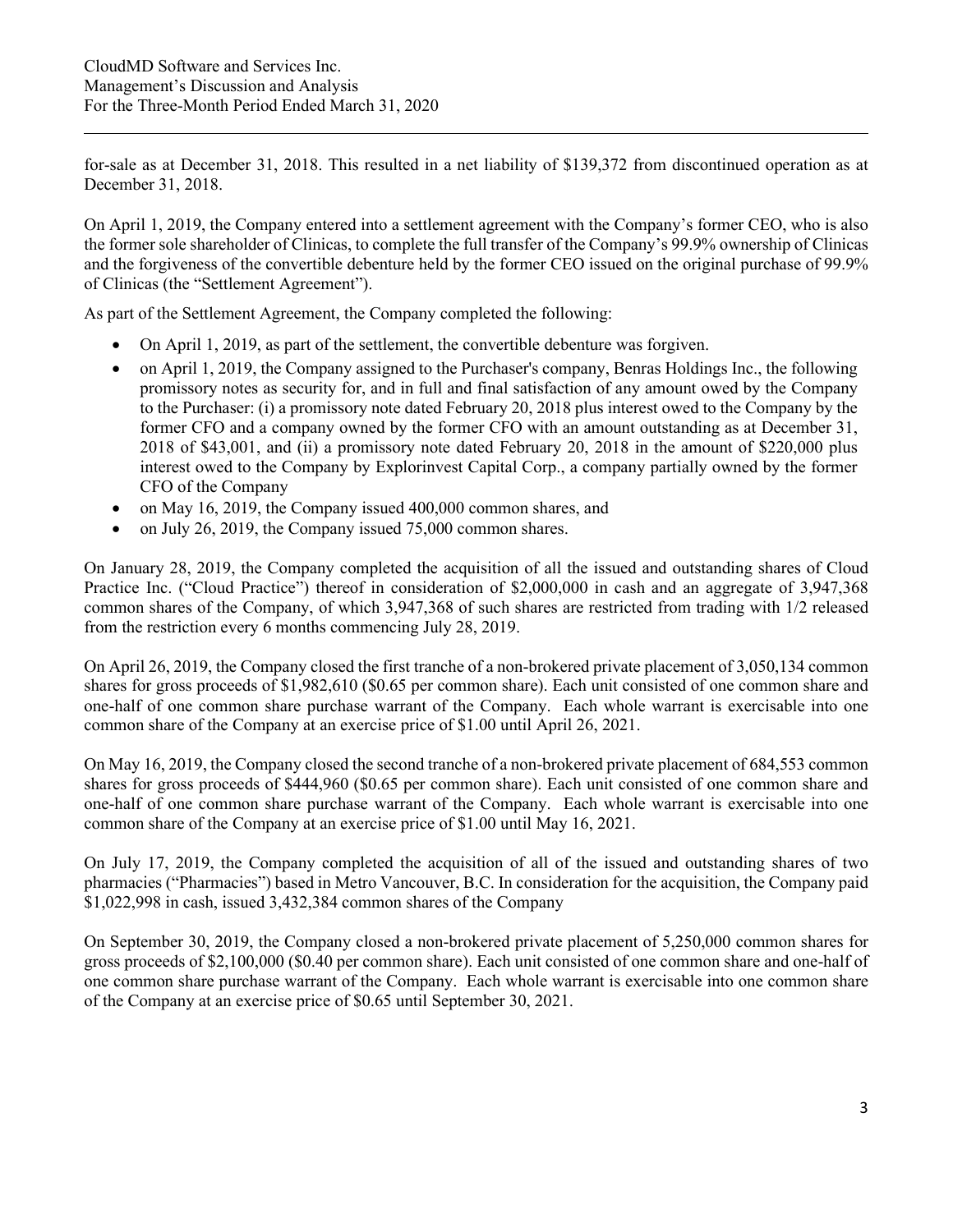for-sale as at December 31, 2018. This resulted in a net liability of $139,372 from discontinued operation as at December 31, 2018.

On April 1, 2019, the Company entered into a settlement agreement with the Company's former CEO, who is also the former sole shareholder of Clinicas, to complete the full transfer of the Company's 99.9% ownership of Clinicas and the forgiveness of the convertible debenture held by the former CEO issued on the original purchase of 99.9% of Clinicas (the "Settlement Agreement").

As part of the Settlement Agreement, the Company completed the following:

- On April 1, 2019, as part of the settlement, the convertible debenture was forgiven.
- on April 1, 2019, the Company assigned to the Purchaser's company, Benras Holdings Inc., the following promissory notes as security for, and in full and final satisfaction of any amount owed by the Company to the Purchaser: (i) a promissory note dated February 20, 2018 plus interest owed to the Company by the former CFO and a company owned by the former CFO with an amount outstanding as at December 31, 2018 of $43,001, and (ii) a promissory note dated February 20, 2018 in the amount of $220,000 plus interest owed to the Company by Explorinvest Capital Corp., a company partially owned by the former CFO of the Company
- on May 16, 2019, the Company issued 400,000 common shares, and
- on July 26, 2019, the Company issued 75,000 common shares.

On January 28, 2019, the Company completed the acquisition of all the issued and outstanding shares of Cloud Practice Inc. ("Cloud Practice") thereof in consideration of $2,000,000 in cash and an aggregate of 3,947,368 common shares of the Company, of which 3,947,368 of such shares are restricted from trading with 1/2 released from the restriction every 6 months commencing July 28, 2019.

On April 26, 2019, the Company closed the first tranche of a non-brokered private placement of 3,050,134 common shares for gross proceeds of $1,982,610 ($0.65 per common share). Each unit consisted of one common share and one-half of one common share purchase warrant of the Company. Each whole warrant is exercisable into one common share of the Company at an exercise price of $1.00 until April 26, 2021.

On May 16, 2019, the Company closed the second tranche of a non-brokered private placement of 684,553 common shares for gross proceeds of $444,960 ($0.65 per common share). Each unit consisted of one common share and one-half of one common share purchase warrant of the Company. Each whole warrant is exercisable into one common share of the Company at an exercise price of $1.00 until May 16, 2021.

On July 17, 2019, the Company completed the acquisition of all of the issued and outstanding shares of two pharmacies ("Pharmacies") based in Metro Vancouver, B.C. In consideration for the acquisition, the Company paid $1,022,998 in cash, issued 3,432,384 common shares of the Company

On September 30, 2019, the Company closed a non-brokered private placement of 5,250,000 common shares for gross proceeds of $2,100,000 ($0.40 per common share). Each unit consisted of one common share and one-half of one common share purchase warrant of the Company. Each whole warrant is exercisable into one common share of the Company at an exercise price of $0.65 until September 30, 2021.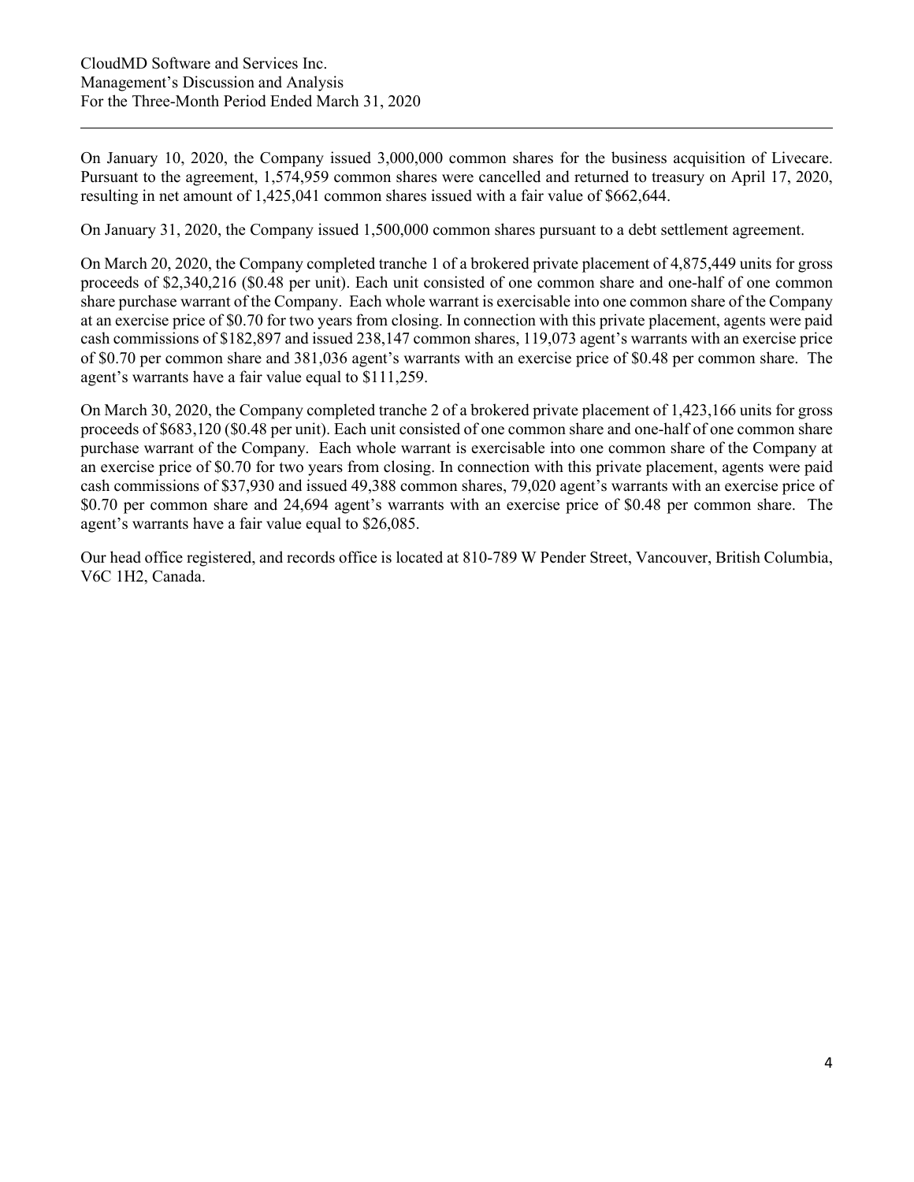On January 10, 2020, the Company issued 3,000,000 common shares for the business acquisition of Livecare. Pursuant to the agreement, 1,574,959 common shares were cancelled and returned to treasury on April 17, 2020, resulting in net amount of 1,425,041 common shares issued with a fair value of $662,644.

On January 31, 2020, the Company issued 1,500,000 common shares pursuant to a debt settlement agreement.

On March 20, 2020, the Company completed tranche 1 of a brokered private placement of 4,875,449 units for gross proceeds of $2,340,216 ($0.48 per unit). Each unit consisted of one common share and one-half of one common share purchase warrant of the Company. Each whole warrant is exercisable into one common share of the Company at an exercise price of $0.70 for two years from closing. In connection with this private placement, agents were paid cash commissions of $182,897 and issued 238,147 common shares, 119,073 agent's warrants with an exercise price of $0.70 per common share and 381,036 agent's warrants with an exercise price of $0.48 per common share. The agent's warrants have a fair value equal to $111,259.

On March 30, 2020, the Company completed tranche 2 of a brokered private placement of 1,423,166 units for gross proceeds of $683,120 ($0.48 per unit). Each unit consisted of one common share and one-half of one common share purchase warrant of the Company. Each whole warrant is exercisable into one common share of the Company at an exercise price of $0.70 for two years from closing. In connection with this private placement, agents were paid cash commissions of $37,930 and issued 49,388 common shares, 79,020 agent's warrants with an exercise price of $0.70 per common share and 24,694 agent's warrants with an exercise price of $0.48 per common share. The agent's warrants have a fair value equal to $26,085.

Our head office registered, and records office is located at 810-789 W Pender Street, Vancouver, British Columbia, V6C 1H2, Canada.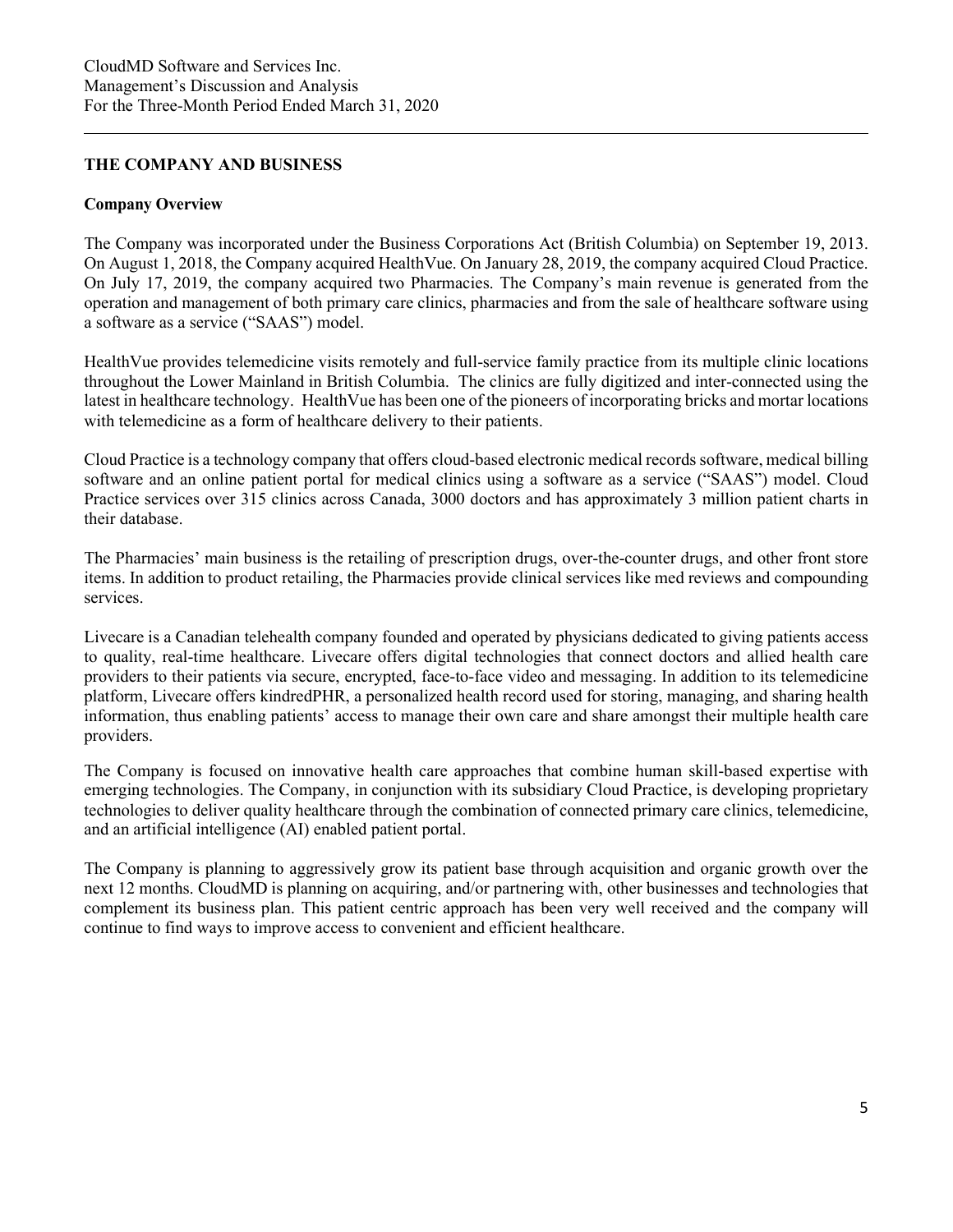## THE COMPANY AND BUSINESS

### Company Overview

The Company was incorporated under the Business Corporations Act (British Columbia) on September 19, 2013. On August 1, 2018, the Company acquired HealthVue. On January 28, 2019, the company acquired Cloud Practice. On July 17, 2019, the company acquired two Pharmacies. The Company's main revenue is generated from the operation and management of both primary care clinics, pharmacies and from the sale of healthcare software using a software as a service ("SAAS") model.

HealthVue provides telemedicine visits remotely and full-service family practice from its multiple clinic locations throughout the Lower Mainland in British Columbia. The clinics are fully digitized and inter-connected using the latest in healthcare technology. HealthVue has been one of the pioneers of incorporating bricks and mortar locations with telemedicine as a form of healthcare delivery to their patients.

Cloud Practice is a technology company that offers cloud-based electronic medical records software, medical billing software and an online patient portal for medical clinics using a software as a service ("SAAS") model. Cloud Practice services over 315 clinics across Canada, 3000 doctors and has approximately 3 million patient charts in their database.

The Pharmacies' main business is the retailing of prescription drugs, over-the-counter drugs, and other front store items. In addition to product retailing, the Pharmacies provide clinical services like med reviews and compounding services.

Livecare is a Canadian telehealth company founded and operated by physicians dedicated to giving patients access to quality, real-time healthcare. Livecare offers digital technologies that connect doctors and allied health care providers to their patients via secure, encrypted, face-to-face video and messaging. In addition to its telemedicine platform, Livecare offers kindredPHR, a personalized health record used for storing, managing, and sharing health information, thus enabling patients' access to manage their own care and share amongst their multiple health care providers.

The Company is focused on innovative health care approaches that combine human skill-based expertise with emerging technologies. The Company, in conjunction with its subsidiary Cloud Practice, is developing proprietary technologies to deliver quality healthcare through the combination of connected primary care clinics, telemedicine, and an artificial intelligence (AI) enabled patient portal.

The Company is planning to aggressively grow its patient base through acquisition and organic growth over the next 12 months. CloudMD is planning on acquiring, and/or partnering with, other businesses and technologies that complement its business plan. This patient centric approach has been very well received and the company will continue to find ways to improve access to convenient and efficient healthcare.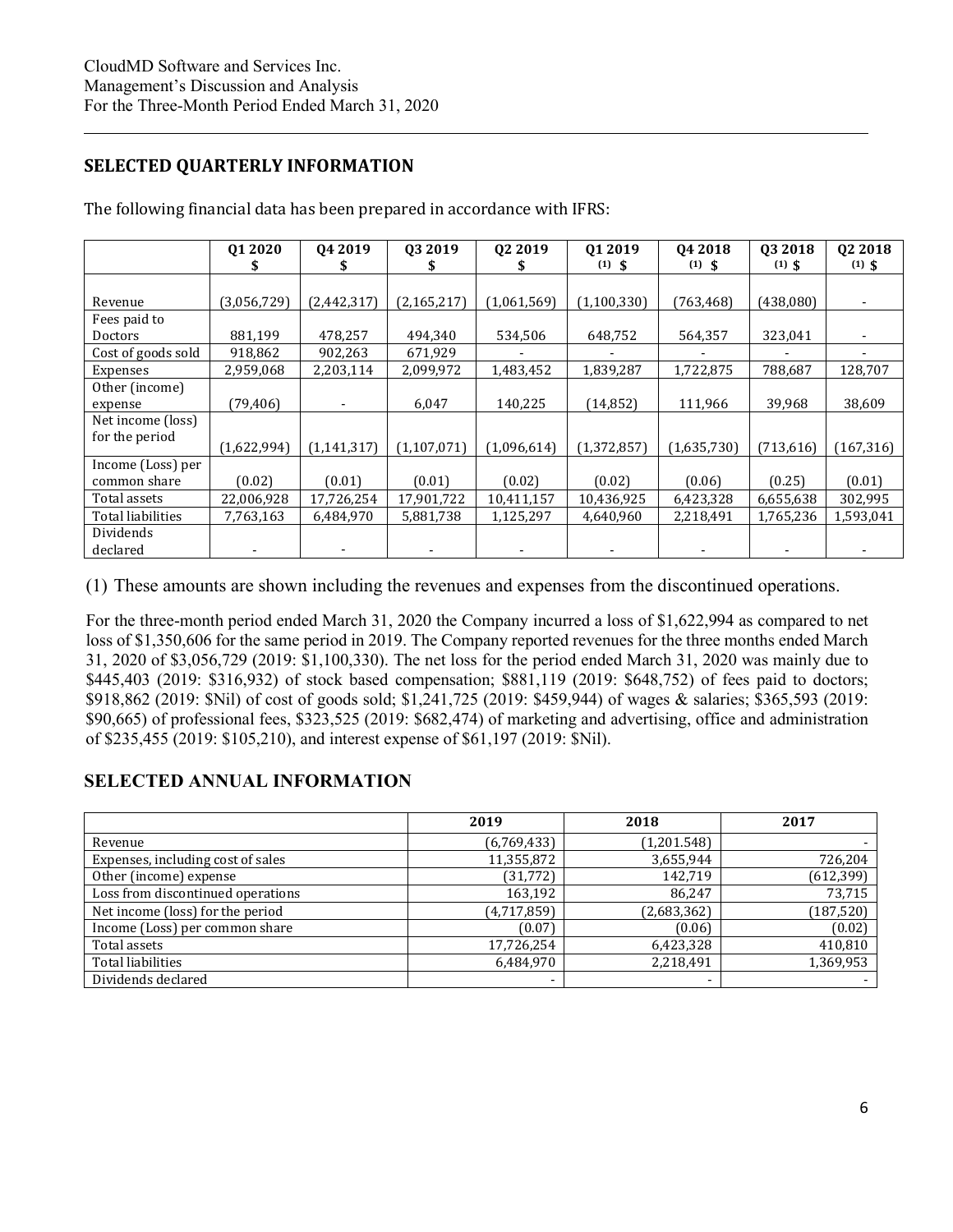## SELECTED QUARTERLY INFORMATION

The following financial data has been prepared in accordance with IFRS:

| | Q1 2020 $ | Q4 2019 $ | Q3 2019 $ | Q2 2019 $ | Q1 2019 (1) $ | Q4 2018 (1) $ | Q3 2018 (1) $ | Q2 2018 (1) $ |
|---|---|---|---|---|---|---|---|---|
| Revenue | (3,056,729) | (2,442,317) | (2,165,217) | (1,061,569) | (1,100,330) | (763,468) | (438,080) | - |
| Fees paid to Doctors | 881,199 | 478,257 | 494,340 | 534,506 | 648,752 | 564,357 | 323,041 | - |
| Cost of goods sold | 918,862 | 902,263 | 671,929 | - | - | - | - | - |
| Expenses | 2,959,068 | 2,203,114 | 2,099,972 | 1,483,452 | 1,839,287 | 1,722,875 | 788,687 | 128,707 |
| Other (income) expense | (79,406) | - | 6,047 | 140,225 | (14,852) | 111,966 | 39,968 | 38,609 |
| Net income (loss) for the period | (1,622,994) | (1,141,317) | (1,107,071) | (1,096,614) | (1,372,857) | (1,635,730) | (713,616) | (167,316) |
| Income (Loss) per common share | (0.02) | (0.01) | (0.01) | (0.02) | (0.02) | (0.06) | (0.25) | (0.01) |
| Total assets | 22,006,928 | 17,726,254 | 17,901,722 | 10,411,157 | 10,436,925 | 6,423,328 | 6,655,638 | 302,995 |
| Total liabilities | 7,763,163 | 6,484,970 | 5,881,738 | 1,125,297 | 4,640,960 | 2,218,491 | 1,765,236 | 1,593,041 |
| Dividends declared | - | - | - | - | - | - | - | - |

(1) These amounts are shown including the revenues and expenses from the discontinued operations.

For the three-month period ended March 31, 2020 the Company incurred a loss of $1,622,994 as compared to net loss of $1,350,606 for the same period in 2019. The Company reported revenues for the three months ended March 31, 2020 of $3,056,729 (2019: $1,100,330). The net loss for the period ended March 31, 2020 was mainly due to $445,403 (2019: $316,932) of stock based compensation; $881,119 (2019: $648,752) of fees paid to doctors; $918,862 (2019: $Nil) of cost of goods sold; $1,241,725 (2019: $459,944) of wages & salaries; $365,593 (2019: $90,665) of professional fees, $323,525 (2019: $682,474) of marketing and advertising, office and administration of $235,455 (2019: $105,210), and interest expense of $61,197 (2019: $Nil).

## SELECTED ANNUAL INFORMATION

| | 2019 | 2018 | 2017 |
|---|---|---|---|
| Revenue | (6,769,433) | (1,201.548) | - |
| Expenses, including cost of sales | 11,355,872 | 3,655,944 | 726,204 |
| Other (income) expense | (31,772) | 142,719 | (612,399) |
| Loss from discontinued operations | 163,192 | 86,247 | 73,715 |
| Net income (loss) for the period | (4,717,859) | (2,683,362) | (187,520) |
| Income (Loss) per common share | (0.07) | (0.06) | (0.02) |
| Total assets | 17,726,254 | 6,423,328 | 410,810 |
| Total liabilities | 6,484,970 | 2,218,491 | 1,369,953 |
| Dividends declared | - | - | - |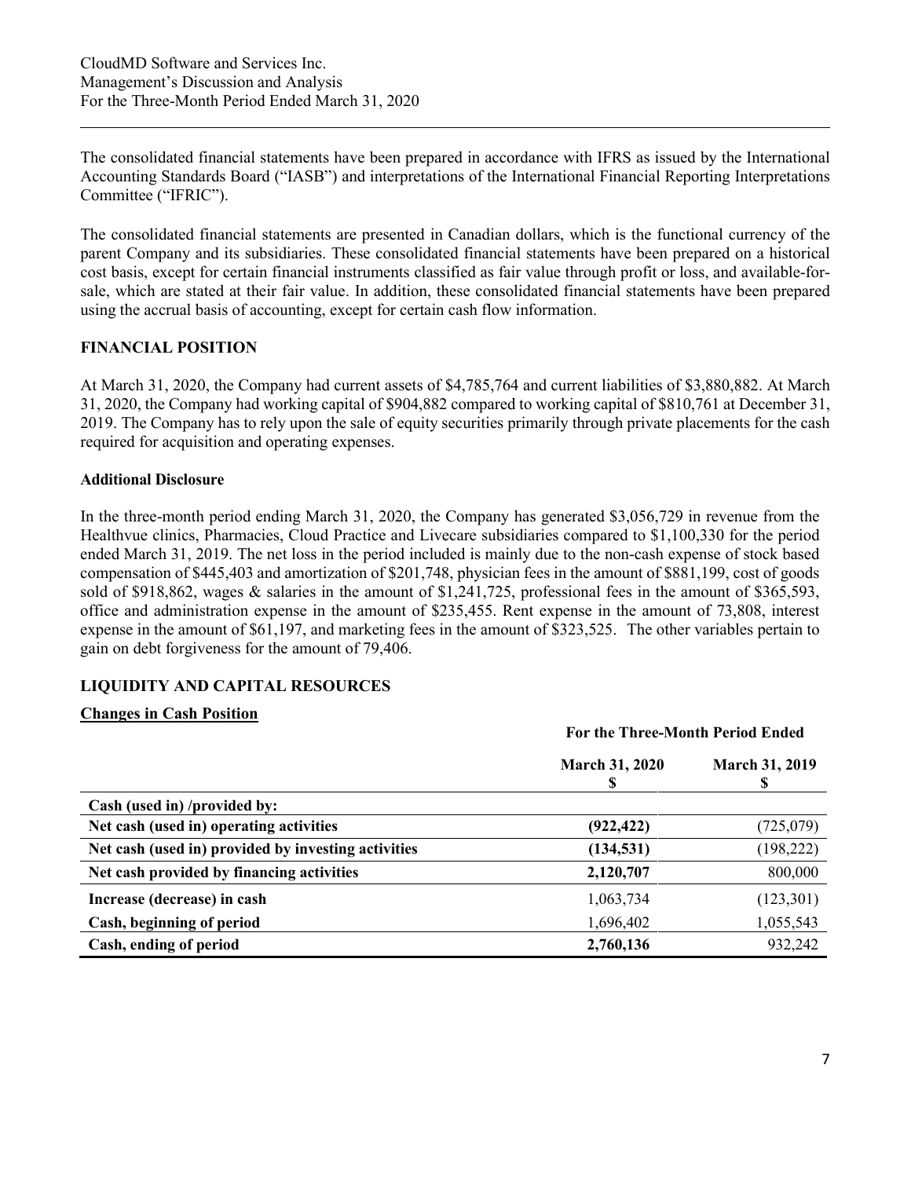The consolidated financial statements have been prepared in accordance with IFRS as issued by the International Accounting Standards Board ("IASB") and interpretations of the International Financial Reporting Interpretations Committee ("IFRIC").

The consolidated financial statements are presented in Canadian dollars, which is the functional currency of the parent Company and its subsidiaries. These consolidated financial statements have been prepared on a historical cost basis, except for certain financial instruments classified as fair value through profit or loss, and available-for-sale, which are stated at their fair value. In addition, these consolidated financial statements have been prepared using the accrual basis of accounting, except for certain cash flow information.

## FINANCIAL POSITION

At March 31, 2020, the Company had current assets of $4,785,764 and current liabilities of $3,880,882. At March 31, 2020, the Company had working capital of $904,882 compared to working capital of $810,761 at December 31, 2019. The Company has to rely upon the sale of equity securities primarily through private placements for the cash required for acquisition and operating expenses.

### Additional Disclosure

In the three-month period ending March 31, 2020, the Company has generated $3,056,729 in revenue from the Healthvue clinics, Pharmacies, Cloud Practice and Livecare subsidiaries compared to $1,100,330 for the period ended March 31, 2019. The net loss in the period included is mainly due to the non-cash expense of stock based compensation of $445,403 and amortization of $201,748, physician fees in the amount of $881,199, cost of goods sold of $918,862, wages & salaries in the amount of $1,241,725, professional fees in the amount of $365,593, office and administration expense in the amount of $235,455. Rent expense in the amount of 73,808, interest expense in the amount of $61,197, and marketing fees in the amount of $323,525. The other variables pertain to gain on debt forgiveness for the amount of 79,406.

## LIQUIDITY AND CAPITAL RESOURCES

### Changes in Cash Position

| | For the Three-Month Period Ended | |
|---|---|---|
| | **March 31, 2020 $** | **March 31, 2019 $** |
| **Cash (used in) /provided by:** | | |
| **Net cash (used in) operating activities** | **(922,422)** | (725,079) |
| **Net cash (used in) provided by investing activities** | **(134,531)** | (198,222) |
| **Net cash provided by financing activities** | **2,120,707** | 800,000 |
| **Increase (decrease) in cash** | 1,063,734 | (123,301) |
| **Cash, beginning of period** | 1,696,402 | 1,055,543 |
| **Cash, ending of period** | **2,760,136** | 932,242 |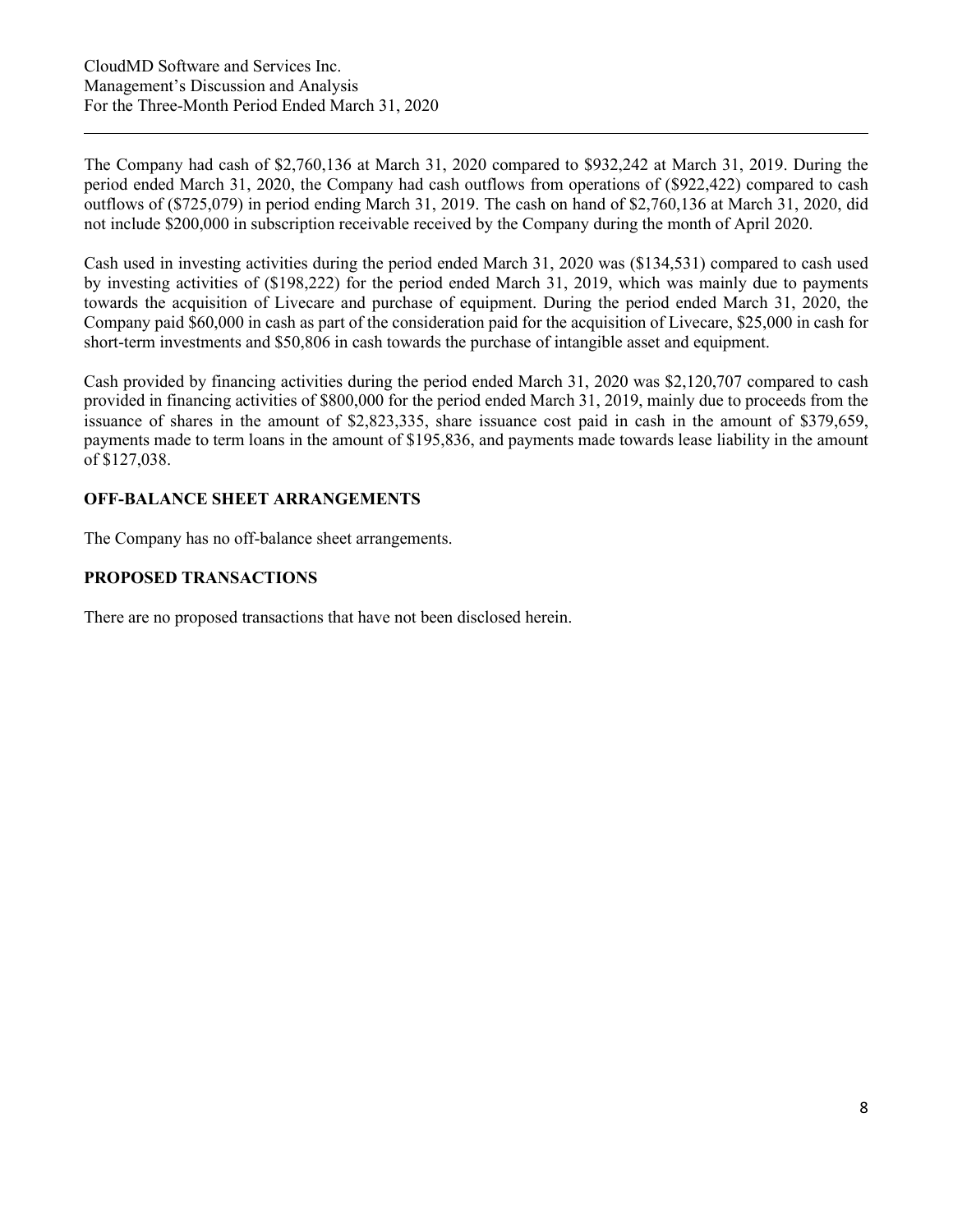The Company had cash of $2,760,136 at March 31, 2020 compared to $932,242 at March 31, 2019. During the period ended March 31, 2020, the Company had cash outflows from operations of ($922,422) compared to cash outflows of ($725,079) in period ending March 31, 2019. The cash on hand of $2,760,136 at March 31, 2020, did not include $200,000 in subscription receivable received by the Company during the month of April 2020.

Cash used in investing activities during the period ended March 31, 2020 was ($134,531) compared to cash used by investing activities of ($198,222) for the period ended March 31, 2019, which was mainly due to payments towards the acquisition of Livecare and purchase of equipment. During the period ended March 31, 2020, the Company paid $60,000 in cash as part of the consideration paid for the acquisition of Livecare, $25,000 in cash for short-term investments and $50,806 in cash towards the purchase of intangible asset and equipment.

Cash provided by financing activities during the period ended March 31, 2020 was $2,120,707 compared to cash provided in financing activities of $800,000 for the period ended March 31, 2019, mainly due to proceeds from the issuance of shares in the amount of $2,823,335, share issuance cost paid in cash in the amount of $379,659, payments made to term loans in the amount of $195,836, and payments made towards lease liability in the amount of $127,038.

## OFF-BALANCE SHEET ARRANGEMENTS

The Company has no off-balance sheet arrangements.

## PROPOSED TRANSACTIONS

There are no proposed transactions that have not been disclosed herein.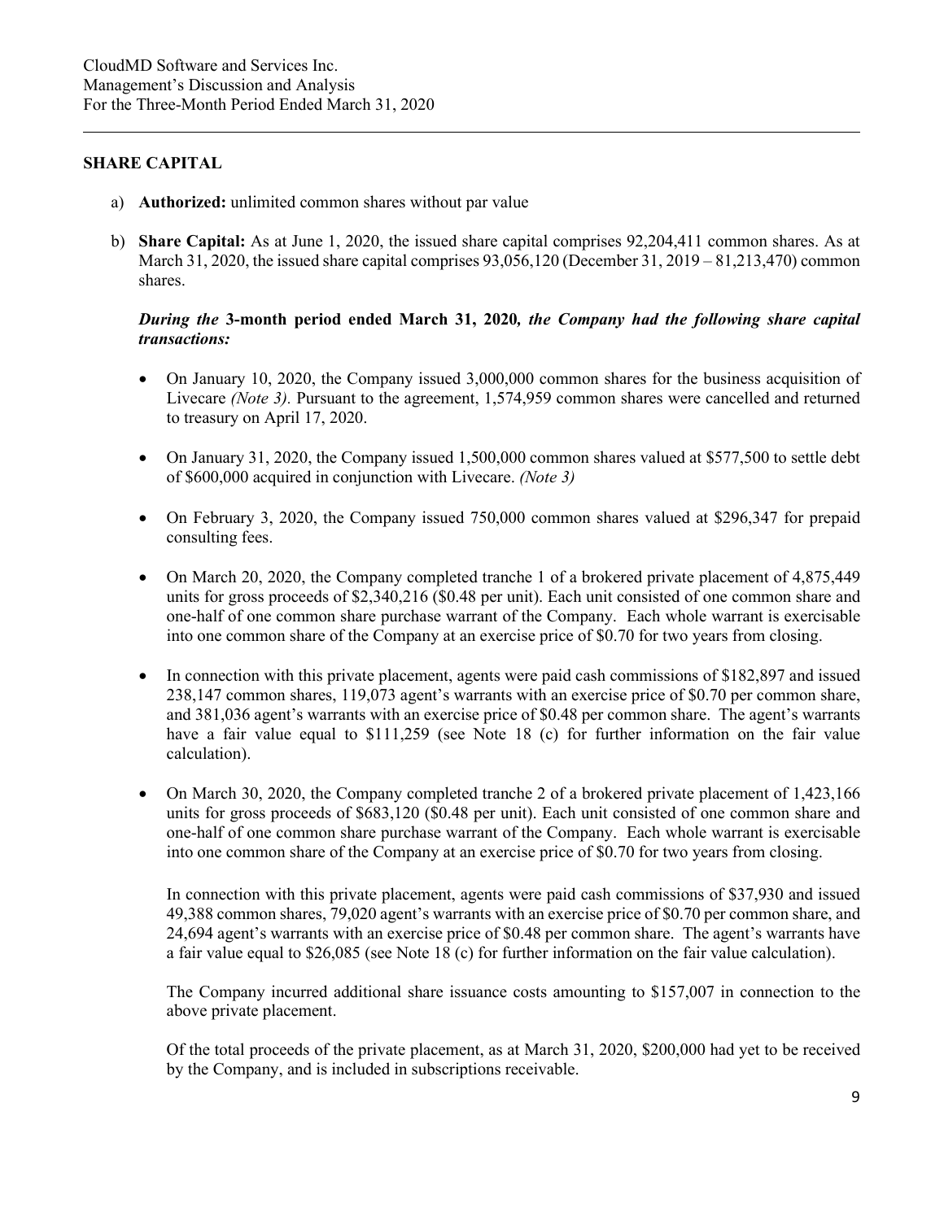## SHARE CAPITAL

a) **Authorized:** unlimited common shares without par value

b) **Share Capital:** As at June 1, 2020, the issued share capital comprises 92,204,411 common shares. As at March 31, 2020, the issued share capital comprises 93,056,120 (December 31, 2019 – 81,213,470) common shares.

***During the* 3-month period ended March 31, 2020*, the Company had the following share capital transactions:***

- On January 10, 2020, the Company issued 3,000,000 common shares for the business acquisition of Livecare *(Note 3).* Pursuant to the agreement, 1,574,959 common shares were cancelled and returned to treasury on April 17, 2020.

- On January 31, 2020, the Company issued 1,500,000 common shares valued at $577,500 to settle debt of $600,000 acquired in conjunction with Livecare. *(Note 3)*

- On February 3, 2020, the Company issued 750,000 common shares valued at $296,347 for prepaid consulting fees.

- On March 20, 2020, the Company completed tranche 1 of a brokered private placement of 4,875,449 units for gross proceeds of $2,340,216 ($0.48 per unit). Each unit consisted of one common share and one-half of one common share purchase warrant of the Company. Each whole warrant is exercisable into one common share of the Company at an exercise price of $0.70 for two years from closing.

- In connection with this private placement, agents were paid cash commissions of $182,897 and issued 238,147 common shares, 119,073 agent's warrants with an exercise price of $0.70 per common share, and 381,036 agent's warrants with an exercise price of $0.48 per common share. The agent's warrants have a fair value equal to $111,259 (see Note 18 (c) for further information on the fair value calculation).

- On March 30, 2020, the Company completed tranche 2 of a brokered private placement of 1,423,166 units for gross proceeds of $683,120 ($0.48 per unit). Each unit consisted of one common share and one-half of one common share purchase warrant of the Company. Each whole warrant is exercisable into one common share of the Company at an exercise price of $0.70 for two years from closing.

  In connection with this private placement, agents were paid cash commissions of $37,930 and issued 49,388 common shares, 79,020 agent's warrants with an exercise price of $0.70 per common share, and 24,694 agent's warrants with an exercise price of $0.48 per common share. The agent's warrants have a fair value equal to $26,085 (see Note 18 (c) for further information on the fair value calculation).

  The Company incurred additional share issuance costs amounting to $157,007 in connection to the above private placement.

  Of the total proceeds of the private placement, as at March 31, 2020, $200,000 had yet to be received by the Company, and is included in subscriptions receivable.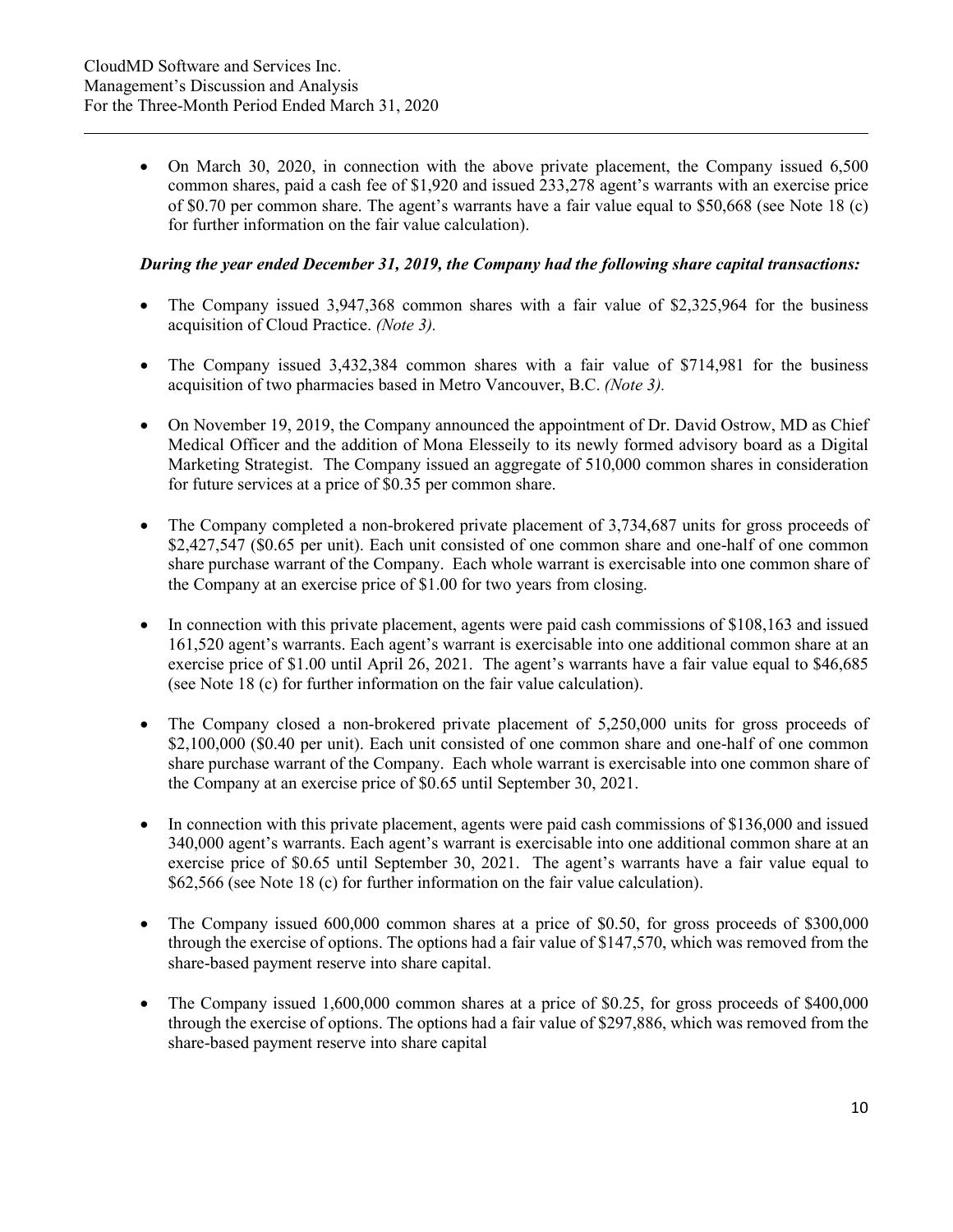- On March 30, 2020, in connection with the above private placement, the Company issued 6,500 common shares, paid a cash fee of $1,920 and issued 233,278 agent's warrants with an exercise price of $0.70 per common share. The agent's warrants have a fair value equal to $50,668 (see Note 18 (c) for further information on the fair value calculation).

***During the year ended December 31, 2019, the Company had the following share capital transactions:***

- The Company issued 3,947,368 common shares with a fair value of $2,325,964 for the business acquisition of Cloud Practice. *(Note 3).*

- The Company issued 3,432,384 common shares with a fair value of $714,981 for the business acquisition of two pharmacies based in Metro Vancouver, B.C. *(Note 3).*

- On November 19, 2019, the Company announced the appointment of Dr. David Ostrow, MD as Chief Medical Officer and the addition of Mona Elesseily to its newly formed advisory board as a Digital Marketing Strategist. The Company issued an aggregate of 510,000 common shares in consideration for future services at a price of $0.35 per common share.

- The Company completed a non-brokered private placement of 3,734,687 units for gross proceeds of $2,427,547 ($0.65 per unit). Each unit consisted of one common share and one-half of one common share purchase warrant of the Company. Each whole warrant is exercisable into one common share of the Company at an exercise price of $1.00 for two years from closing.

- In connection with this private placement, agents were paid cash commissions of $108,163 and issued 161,520 agent's warrants. Each agent's warrant is exercisable into one additional common share at an exercise price of $1.00 until April 26, 2021. The agent's warrants have a fair value equal to $46,685 (see Note 18 (c) for further information on the fair value calculation).

- The Company closed a non-brokered private placement of 5,250,000 units for gross proceeds of $2,100,000 ($0.40 per unit). Each unit consisted of one common share and one-half of one common share purchase warrant of the Company. Each whole warrant is exercisable into one common share of the Company at an exercise price of $0.65 until September 30, 2021.

- In connection with this private placement, agents were paid cash commissions of $136,000 and issued 340,000 agent's warrants. Each agent's warrant is exercisable into one additional common share at an exercise price of $0.65 until September 30, 2021. The agent's warrants have a fair value equal to $62,566 (see Note 18 (c) for further information on the fair value calculation).

- The Company issued 600,000 common shares at a price of $0.50, for gross proceeds of $300,000 through the exercise of options. The options had a fair value of $147,570, which was removed from the share-based payment reserve into share capital.

- The Company issued 1,600,000 common shares at a price of $0.25, for gross proceeds of $400,000 through the exercise of options. The options had a fair value of $297,886, which was removed from the share-based payment reserve into share capital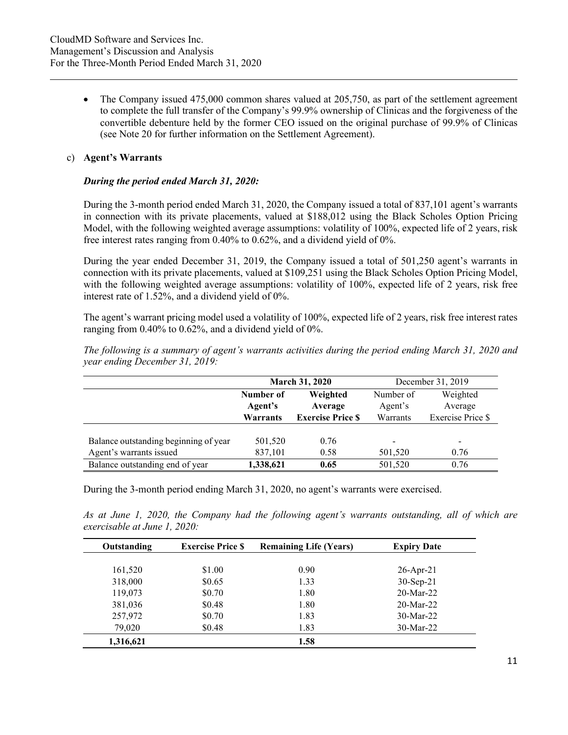- The Company issued 475,000 common shares valued at 205,750, as part of the settlement agreement to complete the full transfer of the Company's 99.9% ownership of Clinicas and the forgiveness of the convertible debenture held by the former CEO issued on the original purchase of 99.9% of Clinicas (see Note 20 for further information on the Settlement Agreement).

c) **Agent's Warrants**

***During the period ended March 31, 2020:***

During the 3-month period ended March 31, 2020, the Company issued a total of 837,101 agent's warrants in connection with its private placements, valued at $188,012 using the Black Scholes Option Pricing Model, with the following weighted average assumptions: volatility of 100%, expected life of 2 years, risk free interest rates ranging from 0.40% to 0.62%, and a dividend yield of 0%.

During the year ended December 31, 2019, the Company issued a total of 501,250 agent's warrants in connection with its private placements, valued at $109,251 using the Black Scholes Option Pricing Model, with the following weighted average assumptions: volatility of 100%, expected life of 2 years, risk free interest rate of 1.52%, and a dividend yield of 0%.

The agent's warrant pricing model used a volatility of 100%, expected life of 2 years, risk free interest rates ranging from 0.40% to 0.62%, and a dividend yield of 0%.

*The following is a summary of agent's warrants activities during the period ending March 31, 2020 and year ending December 31, 2019:*

| | **March 31, 2020** | | December 31, 2019 | |
|---|---|---|---|---|
| | **Number of Agent's Warrants** | **Weighted Average Exercise Price $** | Number of Agent's Warrants | Weighted Average Exercise Price $ |
| Balance outstanding beginning of year | 501,520 | 0.76 | - | - |
| Agent's warrants issued | 837,101 | 0.58 | 501,520 | 0.76 |
| Balance outstanding end of year | **1,338,621** | **0.65** | 501,520 | 0.76 |

During the 3-month period ending March 31, 2020, no agent's warrants were exercised.

*As at June 1, 2020, the Company had the following agent's warrants outstanding, all of which are exercisable at June 1, 2020:*

| Outstanding | Exercise Price $ | Remaining Life (Years) | Expiry Date |
|---|---|---|---|
| 161,520 | $1.00 | 0.90 | 26-Apr-21 |
| 318,000 | $0.65 | 1.33 | 30-Sep-21 |
| 119,073 | $0.70 | 1.80 | 20-Mar-22 |
| 381,036 | $0.48 | 1.80 | 20-Mar-22 |
| 257,972 | $0.70 | 1.83 | 30-Mar-22 |
| 79,020 | $0.48 | 1.83 | 30-Mar-22 |
| **1,316,621** | | **1.58** | |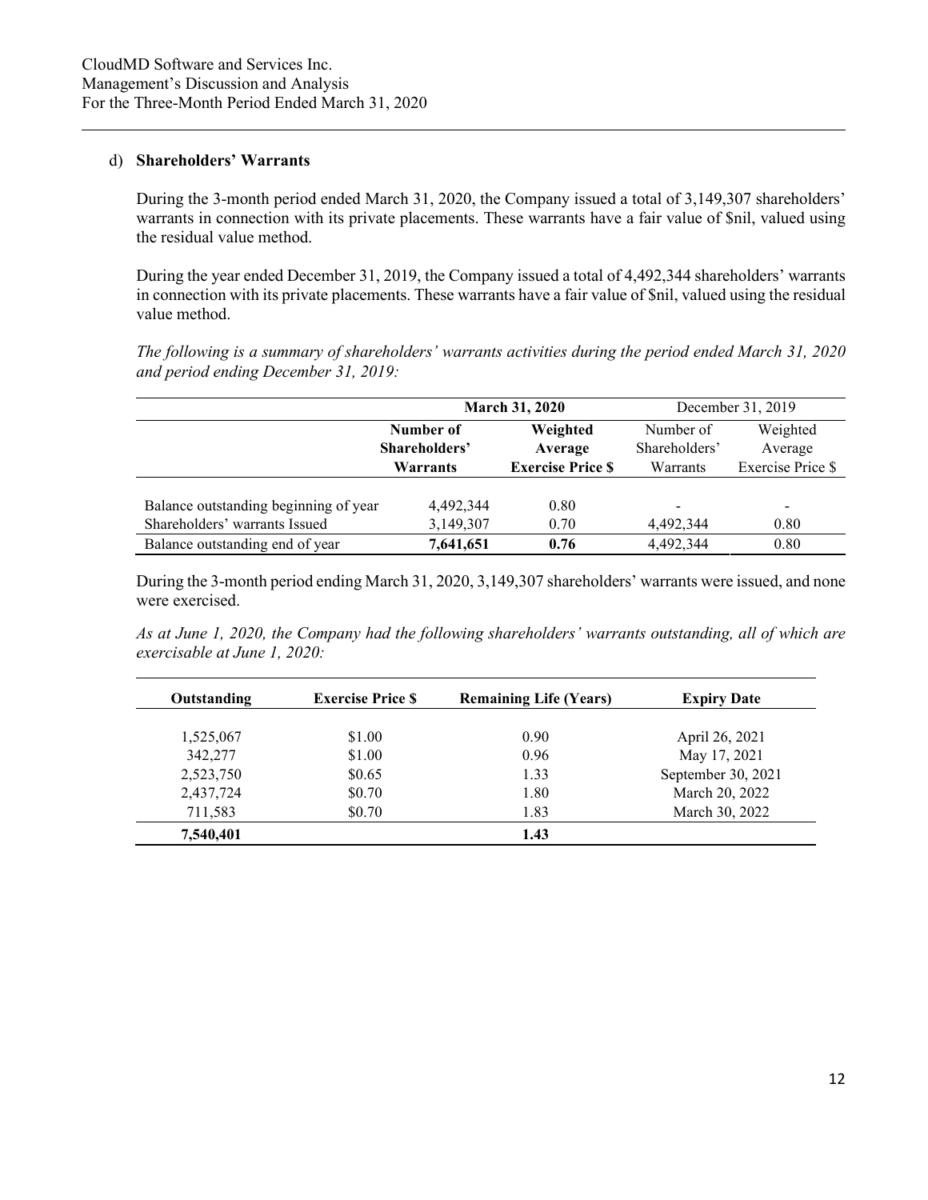d) **Shareholders' Warrants**

During the 3-month period ended March 31, 2020, the Company issued a total of 3,149,307 shareholders' warrants in connection with its private placements. These warrants have a fair value of $nil, valued using the residual value method.

During the year ended December 31, 2019, the Company issued a total of 4,492,344 shareholders' warrants in connection with its private placements. These warrants have a fair value of $nil, valued using the residual value method.

*The following is a summary of shareholders' warrants activities during the period ended March 31, 2020 and period ending December 31, 2019:*

| | **March 31, 2020** | | December 31, 2019 | |
|---|---|---|---|---|
| | **Number of Shareholders' Warrants** | **Weighted Average Exercise Price $** | Number of Shareholders' Warrants | Weighted Average Exercise Price $ |
| Balance outstanding beginning of year | 4,492,344 | 0.80 | - | - |
| Shareholders' warrants Issued | 3,149,307 | 0.70 | 4,492,344 | 0.80 |
| Balance outstanding end of year | **7,641,651** | **0.76** | 4,492,344 | 0.80 |

During the 3-month period ending March 31, 2020, 3,149,307 shareholders' warrants were issued, and none were exercised.

*As at June 1, 2020, the Company had the following shareholders' warrants outstanding, all of which are exercisable at June 1, 2020:*

| **Outstanding** | **Exercise Price $** | **Remaining Life (Years)** | **Expiry Date** |
|---|---|---|---|
| 1,525,067 | $1.00 | 0.90 | April 26, 2021 |
| 342,277 | $1.00 | 0.96 | May 17, 2021 |
| 2,523,750 | $0.65 | 1.33 | September 30, 2021 |
| 2,437,724 | $0.70 | 1.80 | March 20, 2022 |
| 711,583 | $0.70 | 1.83 | March 30, 2022 |
| **7,540,401** | | **1.43** | |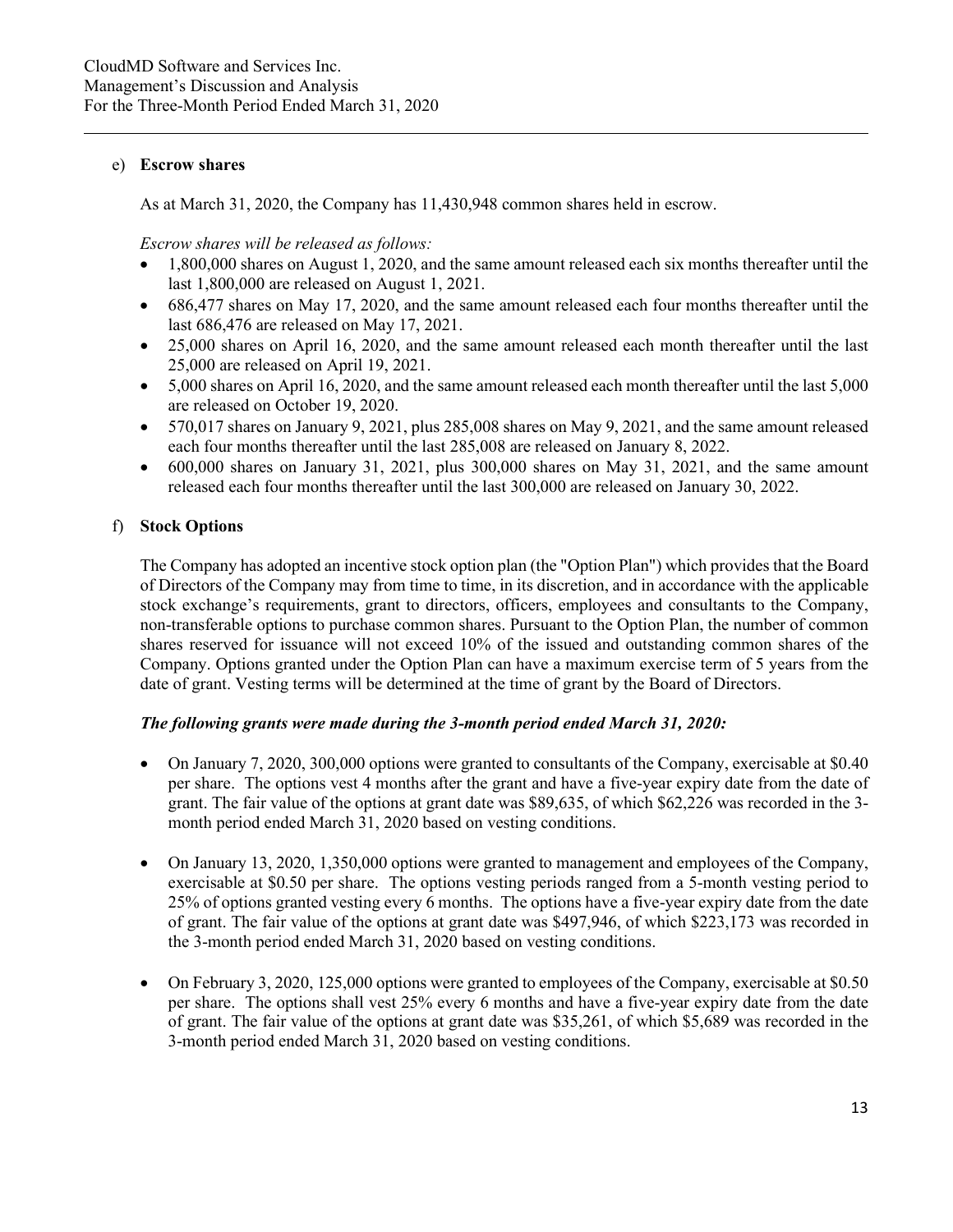e) **Escrow shares**

As at March 31, 2020, the Company has 11,430,948 common shares held in escrow.

*Escrow shares will be released as follows:*

- 1,800,000 shares on August 1, 2020, and the same amount released each six months thereafter until the last 1,800,000 are released on August 1, 2021.
- 686,477 shares on May 17, 2020, and the same amount released each four months thereafter until the last 686,476 are released on May 17, 2021.
- 25,000 shares on April 16, 2020, and the same amount released each month thereafter until the last 25,000 are released on April 19, 2021.
- 5,000 shares on April 16, 2020, and the same amount released each month thereafter until the last 5,000 are released on October 19, 2020.
- 570,017 shares on January 9, 2021, plus 285,008 shares on May 9, 2021, and the same amount released each four months thereafter until the last 285,008 are released on January 8, 2022.
- 600,000 shares on January 31, 2021, plus 300,000 shares on May 31, 2021, and the same amount released each four months thereafter until the last 300,000 are released on January 30, 2022.

f) **Stock Options**

The Company has adopted an incentive stock option plan (the "Option Plan") which provides that the Board of Directors of the Company may from time to time, in its discretion, and in accordance with the applicable stock exchange's requirements, grant to directors, officers, employees and consultants to the Company, non-transferable options to purchase common shares. Pursuant to the Option Plan, the number of common shares reserved for issuance will not exceed 10% of the issued and outstanding common shares of the Company. Options granted under the Option Plan can have a maximum exercise term of 5 years from the date of grant. Vesting terms will be determined at the time of grant by the Board of Directors.

***The following grants were made during the 3-month period ended March 31, 2020:***

- On January 7, 2020, 300,000 options were granted to consultants of the Company, exercisable at $0.40 per share. The options vest 4 months after the grant and have a five-year expiry date from the date of grant. The fair value of the options at grant date was $89,635, of which $62,226 was recorded in the 3-month period ended March 31, 2020 based on vesting conditions.

- On January 13, 2020, 1,350,000 options were granted to management and employees of the Company, exercisable at $0.50 per share. The options vesting periods ranged from a 5-month vesting period to 25% of options granted vesting every 6 months. The options have a five-year expiry date from the date of grant. The fair value of the options at grant date was $497,946, of which $223,173 was recorded in the 3-month period ended March 31, 2020 based on vesting conditions.

- On February 3, 2020, 125,000 options were granted to employees of the Company, exercisable at $0.50 per share. The options shall vest 25% every 6 months and have a five-year expiry date from the date of grant. The fair value of the options at grant date was $35,261, of which $5,689 was recorded in the 3-month period ended March 31, 2020 based on vesting conditions.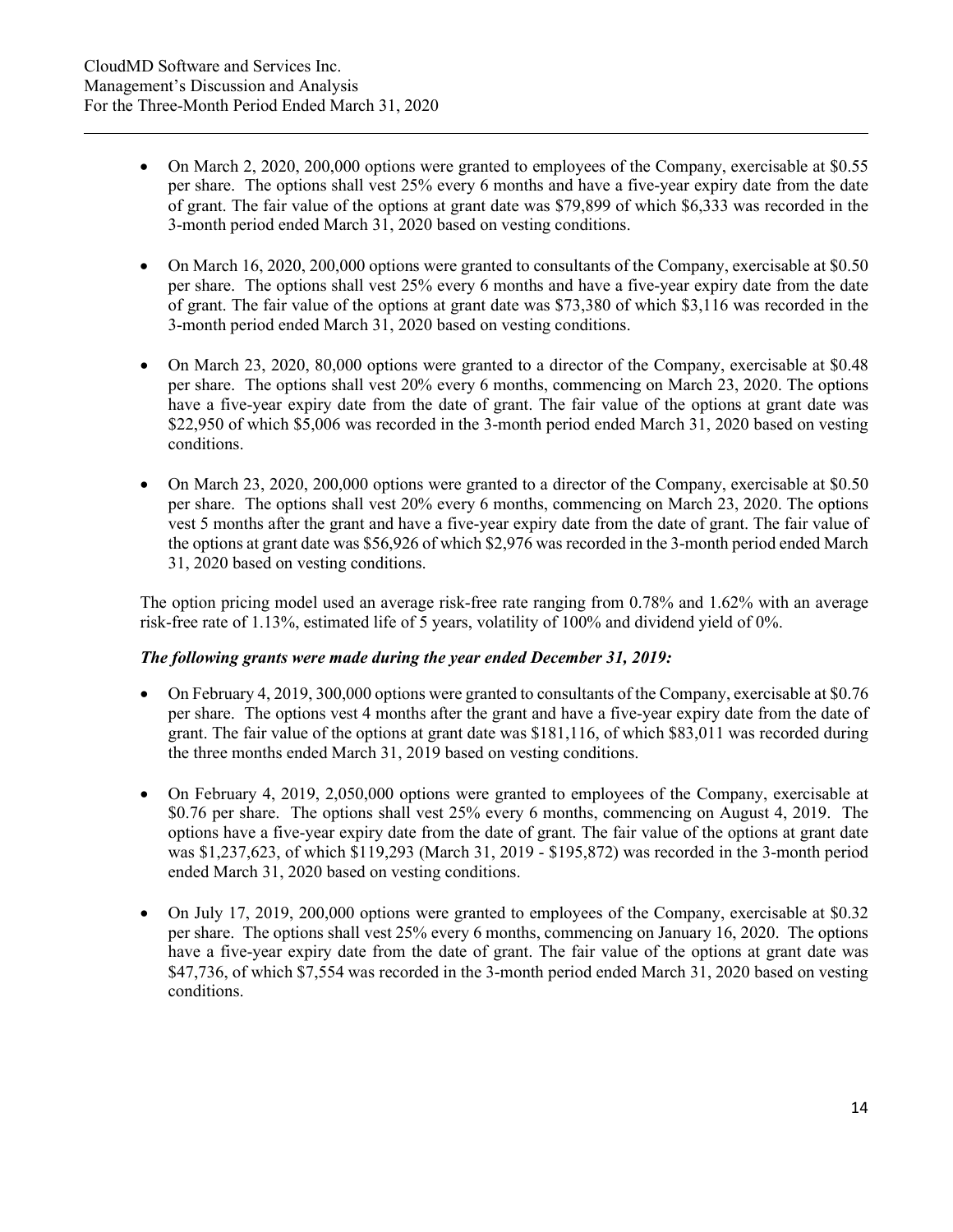- On March 2, 2020, 200,000 options were granted to employees of the Company, exercisable at \$0.55 per share. The options shall vest 25% every 6 months and have a five-year expiry date from the date of grant. The fair value of the options at grant date was \$79,899 of which \$6,333 was recorded in the 3-month period ended March 31, 2020 based on vesting conditions.

- On March 16, 2020, 200,000 options were granted to consultants of the Company, exercisable at \$0.50 per share. The options shall vest 25% every 6 months and have a five-year expiry date from the date of grant. The fair value of the options at grant date was \$73,380 of which \$3,116 was recorded in the 3-month period ended March 31, 2020 based on vesting conditions.

- On March 23, 2020, 80,000 options were granted to a director of the Company, exercisable at \$0.48 per share. The options shall vest 20% every 6 months, commencing on March 23, 2020. The options have a five-year expiry date from the date of grant. The fair value of the options at grant date was \$22,950 of which \$5,006 was recorded in the 3-month period ended March 31, 2020 based on vesting conditions.

- On March 23, 2020, 200,000 options were granted to a director of the Company, exercisable at \$0.50 per share. The options shall vest 20% every 6 months, commencing on March 23, 2020. The options vest 5 months after the grant and have a five-year expiry date from the date of grant. The fair value of the options at grant date was \$56,926 of which \$2,976 was recorded in the 3-month period ended March 31, 2020 based on vesting conditions.

The option pricing model used an average risk-free rate ranging from 0.78% and 1.62% with an average risk-free rate of 1.13%, estimated life of 5 years, volatility of 100% and dividend yield of 0%.

***The following grants were made during the year ended December 31, 2019:***

- On February 4, 2019, 300,000 options were granted to consultants of the Company, exercisable at \$0.76 per share. The options vest 4 months after the grant and have a five-year expiry date from the date of grant. The fair value of the options at grant date was \$181,116, of which \$83,011 was recorded during the three months ended March 31, 2019 based on vesting conditions.

- On February 4, 2019, 2,050,000 options were granted to employees of the Company, exercisable at \$0.76 per share. The options shall vest 25% every 6 months, commencing on August 4, 2019. The options have a five-year expiry date from the date of grant. The fair value of the options at grant date was \$1,237,623, of which \$119,293 (March 31, 2019 - \$195,872) was recorded in the 3-month period ended March 31, 2020 based on vesting conditions.

- On July 17, 2019, 200,000 options were granted to employees of the Company, exercisable at \$0.32 per share. The options shall vest 25% every 6 months, commencing on January 16, 2020. The options have a five-year expiry date from the date of grant. The fair value of the options at grant date was \$47,736, of which \$7,554 was recorded in the 3-month period ended March 31, 2020 based on vesting conditions.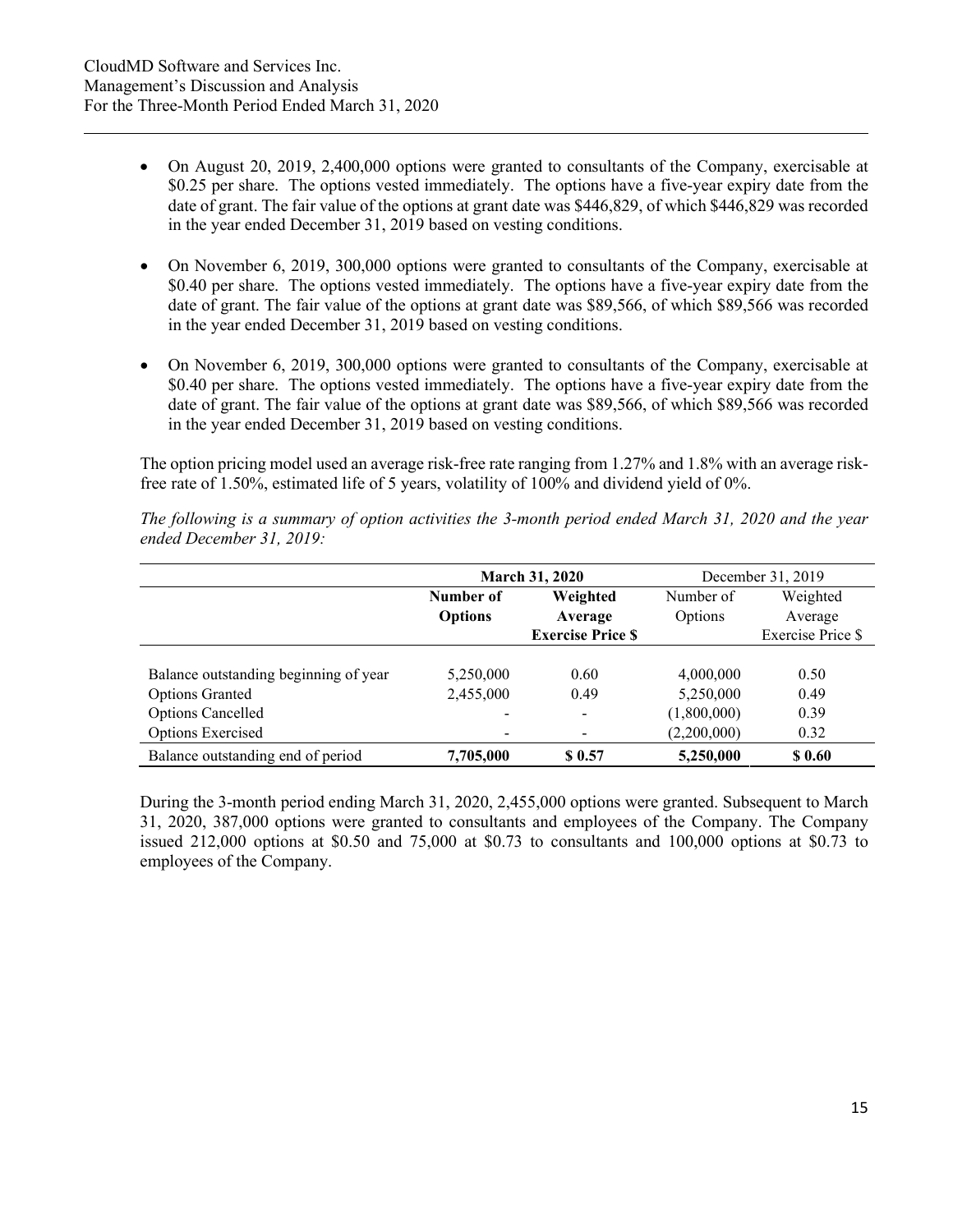- On August 20, 2019, 2,400,000 options were granted to consultants of the Company, exercisable at $0.25 per share. The options vested immediately. The options have a five-year expiry date from the date of grant. The fair value of the options at grant date was $446,829, of which $446,829 was recorded in the year ended December 31, 2019 based on vesting conditions.

- On November 6, 2019, 300,000 options were granted to consultants of the Company, exercisable at $0.40 per share. The options vested immediately. The options have a five-year expiry date from the date of grant. The fair value of the options at grant date was $89,566, of which $89,566 was recorded in the year ended December 31, 2019 based on vesting conditions.

- On November 6, 2019, 300,000 options were granted to consultants of the Company, exercisable at $0.40 per share. The options vested immediately. The options have a five-year expiry date from the date of grant. The fair value of the options at grant date was $89,566, of which $89,566 was recorded in the year ended December 31, 2019 based on vesting conditions.

The option pricing model used an average risk-free rate ranging from 1.27% and 1.8% with an average risk-free rate of 1.50%, estimated life of 5 years, volatility of 100% and dividend yield of 0%.

*The following is a summary of option activities the 3-month period ended March 31, 2020 and the year ended December 31, 2019:*

| | **March 31, 2020** | | December 31, 2019 | |
|---|---|---|---|---|
| | **Number of Options** | **Weighted Average Exercise Price $** | Number of Options | Weighted Average Exercise Price $ |
| Balance outstanding beginning of year | 5,250,000 | 0.60 | 4,000,000 | 0.50 |
| Options Granted | 2,455,000 | 0.49 | 5,250,000 | 0.49 |
| Options Cancelled | - | - | (1,800,000) | 0.39 |
| Options Exercised | - | - | (2,200,000) | 0.32 |
| Balance outstanding end of period | **7,705,000** | **$ 0.57** | **5,250,000** | **$ 0.60** |

During the 3-month period ending March 31, 2020, 2,455,000 options were granted. Subsequent to March 31, 2020, 387,000 options were granted to consultants and employees of the Company. The Company issued 212,000 options at $0.50 and 75,000 at $0.73 to consultants and 100,000 options at $0.73 to employees of the Company.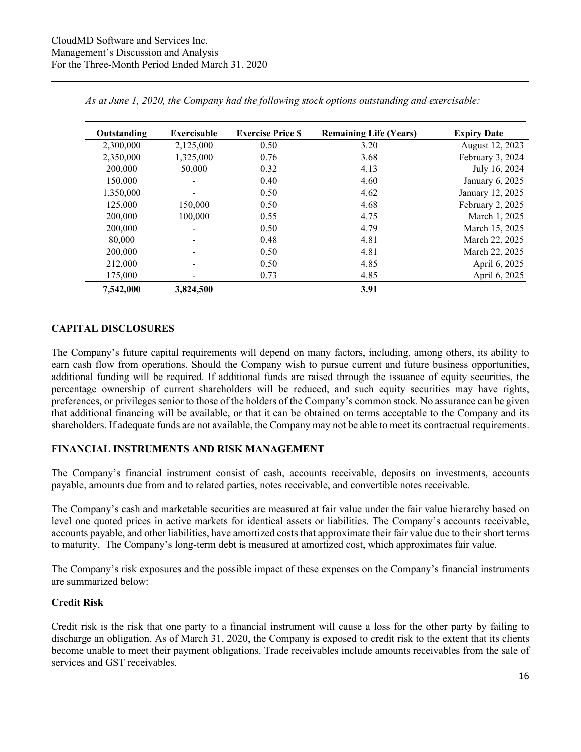*As at June 1, 2020, the Company had the following stock options outstanding and exercisable:*

| Outstanding | Exercisable | Exercise Price $ | Remaining Life (Years) | Expiry Date |
|---|---|---|---|---|
| 2,300,000 | 2,125,000 | 0.50 | 3.20 | August 12, 2023 |
| 2,350,000 | 1,325,000 | 0.76 | 3.68 | February 3, 2024 |
| 200,000 | 50,000 | 0.32 | 4.13 | July 16, 2024 |
| 150,000 | - | 0.40 | 4.60 | January 6, 2025 |
| 1,350,000 | - | 0.50 | 4.62 | January 12, 2025 |
| 125,000 | 150,000 | 0.50 | 4.68 | February 2, 2025 |
| 200,000 | 100,000 | 0.55 | 4.75 | March 1, 2025 |
| 200,000 | - | 0.50 | 4.79 | March 15, 2025 |
| 80,000 | - | 0.48 | 4.81 | March 22, 2025 |
| 200,000 | - | 0.50 | 4.81 | March 22, 2025 |
| 212,000 | - | 0.50 | 4.85 | April 6, 2025 |
| 175,000 | - | 0.73 | 4.85 | April 6, 2025 |
| **7,542,000** | **3,824,500** | | **3.91** | |

## CAPITAL DISCLOSURES

The Company's future capital requirements will depend on many factors, including, among others, its ability to earn cash flow from operations. Should the Company wish to pursue current and future business opportunities, additional funding will be required. If additional funds are raised through the issuance of equity securities, the percentage ownership of current shareholders will be reduced, and such equity securities may have rights, preferences, or privileges senior to those of the holders of the Company's common stock. No assurance can be given that additional financing will be available, or that it can be obtained on terms acceptable to the Company and its shareholders. If adequate funds are not available, the Company may not be able to meet its contractual requirements.

## FINANCIAL INSTRUMENTS AND RISK MANAGEMENT

The Company's financial instrument consist of cash, accounts receivable, deposits on investments, accounts payable, amounts due from and to related parties, notes receivable, and convertible notes receivable.

The Company's cash and marketable securities are measured at fair value under the fair value hierarchy based on level one quoted prices in active markets for identical assets or liabilities. The Company's accounts receivable, accounts payable, and other liabilities, have amortized costs that approximate their fair value due to their short terms to maturity. The Company's long-term debt is measured at amortized cost, which approximates fair value.

The Company's risk exposures and the possible impact of these expenses on the Company's financial instruments are summarized below:

### Credit Risk

Credit risk is the risk that one party to a financial instrument will cause a loss for the other party by failing to discharge an obligation. As of March 31, 2020, the Company is exposed to credit risk to the extent that its clients become unable to meet their payment obligations. Trade receivables include amounts receivables from the sale of services and GST receivables.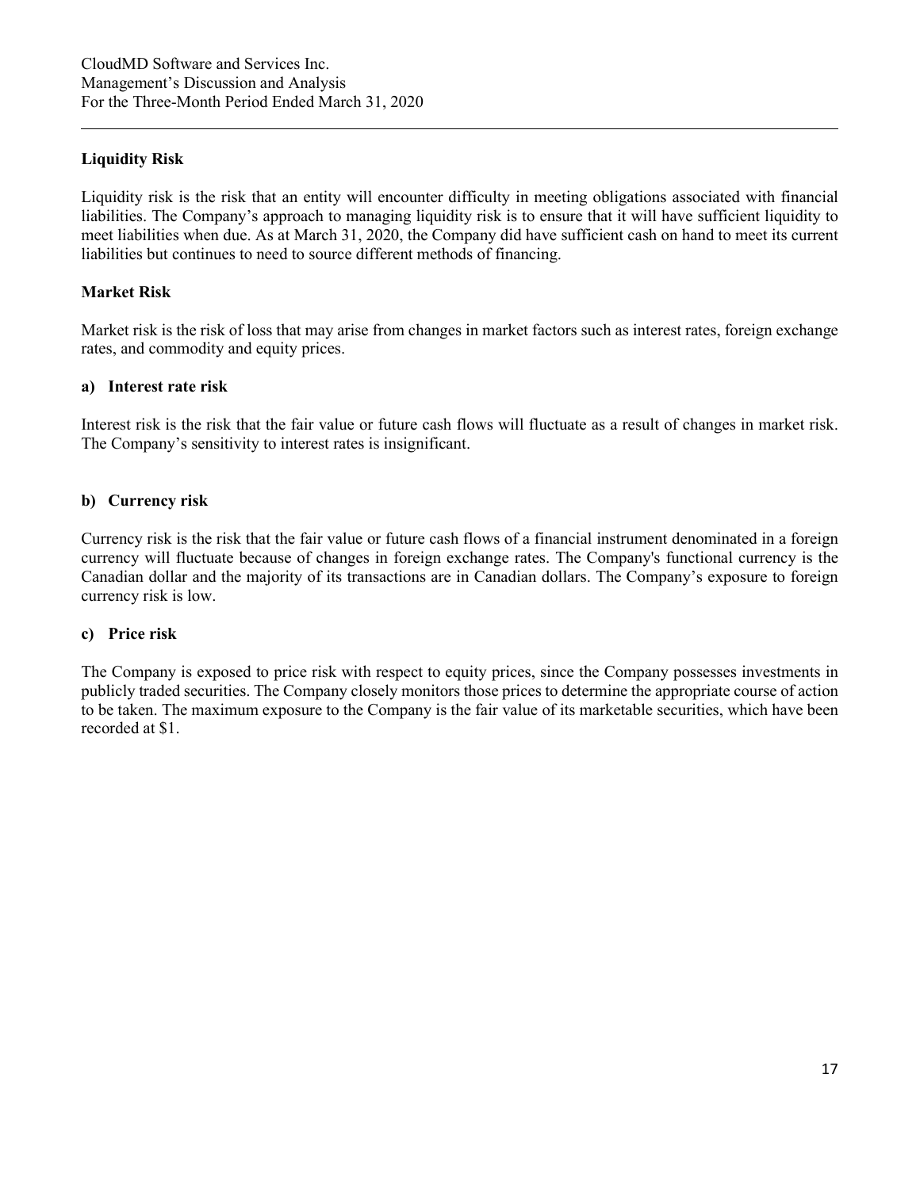## Liquidity Risk

Liquidity risk is the risk that an entity will encounter difficulty in meeting obligations associated with financial liabilities. The Company's approach to managing liquidity risk is to ensure that it will have sufficient liquidity to meet liabilities when due. As at March 31, 2020, the Company did have sufficient cash on hand to meet its current liabilities but continues to need to source different methods of financing.

## Market Risk

Market risk is the risk of loss that may arise from changes in market factors such as interest rates, foreign exchange rates, and commodity and equity prices.

### a) Interest rate risk

Interest risk is the risk that the fair value or future cash flows will fluctuate as a result of changes in market risk. The Company's sensitivity to interest rates is insignificant.

### b) Currency risk

Currency risk is the risk that the fair value or future cash flows of a financial instrument denominated in a foreign currency will fluctuate because of changes in foreign exchange rates. The Company's functional currency is the Canadian dollar and the majority of its transactions are in Canadian dollars. The Company's exposure to foreign currency risk is low.

### c) Price risk

The Company is exposed to price risk with respect to equity prices, since the Company possesses investments in publicly traded securities. The Company closely monitors those prices to determine the appropriate course of action to be taken. The maximum exposure to the Company is the fair value of its marketable securities, which have been recorded at $1.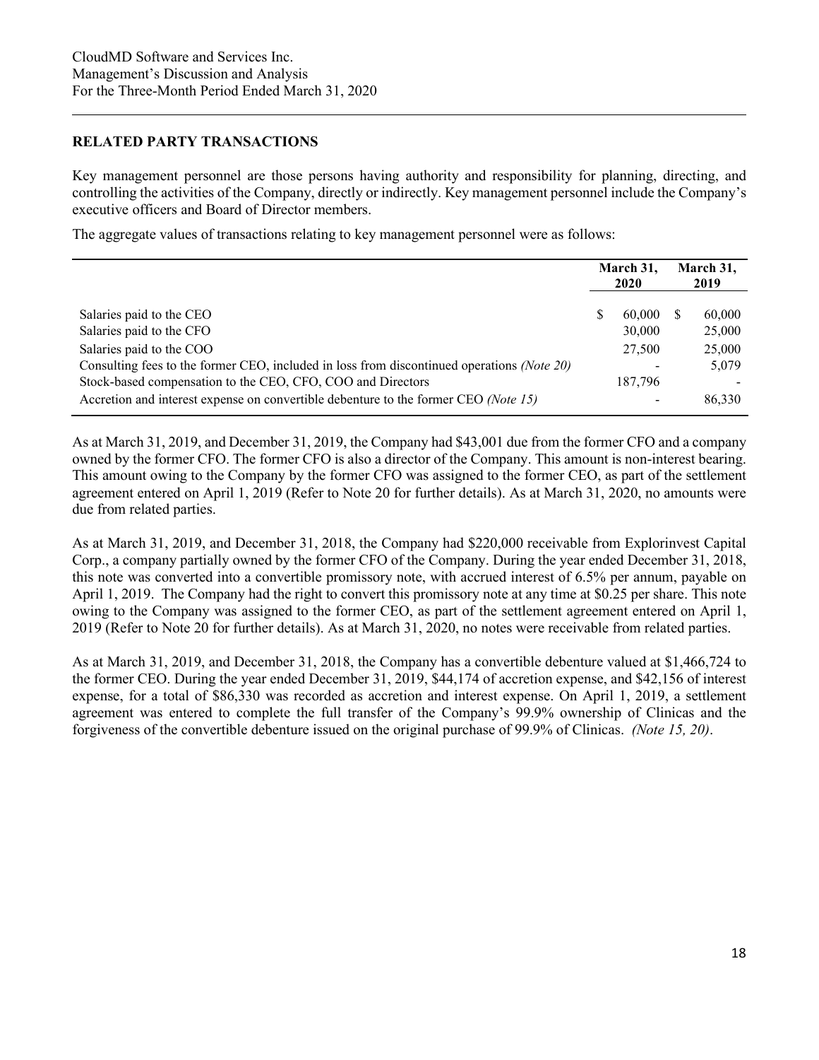## RELATED PARTY TRANSACTIONS

Key management personnel are those persons having authority and responsibility for planning, directing, and controlling the activities of the Company, directly or indirectly. Key management personnel include the Company's executive officers and Board of Director members.

The aggregate values of transactions relating to key management personnel were as follows:

| | March 31, 2020 | March 31, 2019 |
|---|---|---|
| Salaries paid to the CEO | $ 60,000 | $ 60,000 |
| Salaries paid to the CFO | 30,000 | 25,000 |
| Salaries paid to the COO | 27,500 | 25,000 |
| Consulting fees to the former CEO, included in loss from discontinued operations *(Note 20)* | - | 5,079 |
| Stock-based compensation to the CEO, CFO, COO and Directors | 187,796 | - |
| Accretion and interest expense on convertible debenture to the former CEO *(Note 15)* | - | 86,330 |

As at March 31, 2019, and December 31, 2019, the Company had $43,001 due from the former CFO and a company owned by the former CFO. The former CFO is also a director of the Company. This amount is non-interest bearing. This amount owing to the Company by the former CFO was assigned to the former CEO, as part of the settlement agreement entered on April 1, 2019 (Refer to Note 20 for further details). As at March 31, 2020, no amounts were due from related parties.

As at March 31, 2019, and December 31, 2018, the Company had $220,000 receivable from Explorinvest Capital Corp., a company partially owned by the former CFO of the Company. During the year ended December 31, 2018, this note was converted into a convertible promissory note, with accrued interest of 6.5% per annum, payable on April 1, 2019. The Company had the right to convert this promissory note at any time at $0.25 per share. This note owing to the Company was assigned to the former CEO, as part of the settlement agreement entered on April 1, 2019 (Refer to Note 20 for further details). As at March 31, 2020, no notes were receivable from related parties.

As at March 31, 2019, and December 31, 2018, the Company has a convertible debenture valued at $1,466,724 to the former CEO. During the year ended December 31, 2019, $44,174 of accretion expense, and $42,156 of interest expense, for a total of $86,330 was recorded as accretion and interest expense. On April 1, 2019, a settlement agreement was entered to complete the full transfer of the Company's 99.9% ownership of Clinicas and the forgiveness of the convertible debenture issued on the original purchase of 99.9% of Clinicas. *(Note 15, 20)*.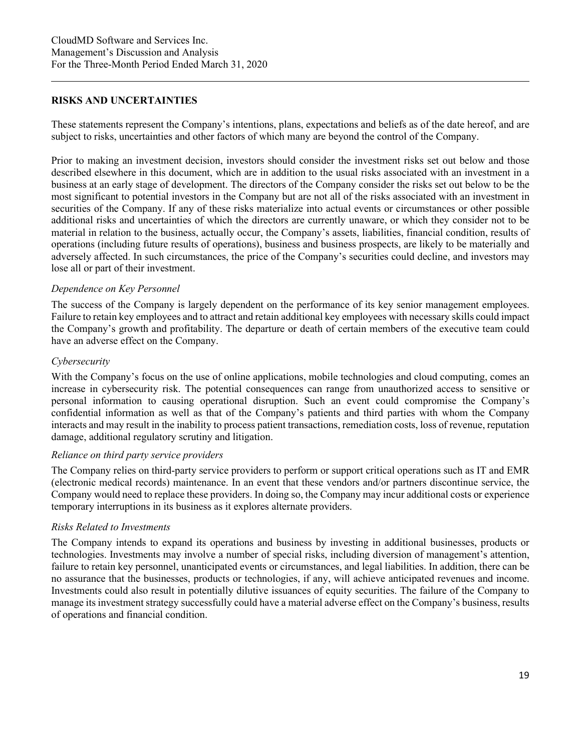## RISKS AND UNCERTAINTIES

These statements represent the Company's intentions, plans, expectations and beliefs as of the date hereof, and are subject to risks, uncertainties and other factors of which many are beyond the control of the Company.

Prior to making an investment decision, investors should consider the investment risks set out below and those described elsewhere in this document, which are in addition to the usual risks associated with an investment in a business at an early stage of development. The directors of the Company consider the risks set out below to be the most significant to potential investors in the Company but are not all of the risks associated with an investment in securities of the Company. If any of these risks materialize into actual events or circumstances or other possible additional risks and uncertainties of which the directors are currently unaware, or which they consider not to be material in relation to the business, actually occur, the Company's assets, liabilities, financial condition, results of operations (including future results of operations), business and business prospects, are likely to be materially and adversely affected. In such circumstances, the price of the Company's securities could decline, and investors may lose all or part of their investment.

### *Dependence on Key Personnel*

The success of the Company is largely dependent on the performance of its key senior management employees. Failure to retain key employees and to attract and retain additional key employees with necessary skills could impact the Company's growth and profitability. The departure or death of certain members of the executive team could have an adverse effect on the Company.

### *Cybersecurity*

With the Company's focus on the use of online applications, mobile technologies and cloud computing, comes an increase in cybersecurity risk. The potential consequences can range from unauthorized access to sensitive or personal information to causing operational disruption. Such an event could compromise the Company's confidential information as well as that of the Company's patients and third parties with whom the Company interacts and may result in the inability to process patient transactions, remediation costs, loss of revenue, reputation damage, additional regulatory scrutiny and litigation.

### *Reliance on third party service providers*

The Company relies on third-party service providers to perform or support critical operations such as IT and EMR (electronic medical records) maintenance. In an event that these vendors and/or partners discontinue service, the Company would need to replace these providers. In doing so, the Company may incur additional costs or experience temporary interruptions in its business as it explores alternate providers.

### *Risks Related to Investments*

The Company intends to expand its operations and business by investing in additional businesses, products or technologies. Investments may involve a number of special risks, including diversion of management's attention, failure to retain key personnel, unanticipated events or circumstances, and legal liabilities. In addition, there can be no assurance that the businesses, products or technologies, if any, will achieve anticipated revenues and income. Investments could also result in potentially dilutive issuances of equity securities. The failure of the Company to manage its investment strategy successfully could have a material adverse effect on the Company's business, results of operations and financial condition.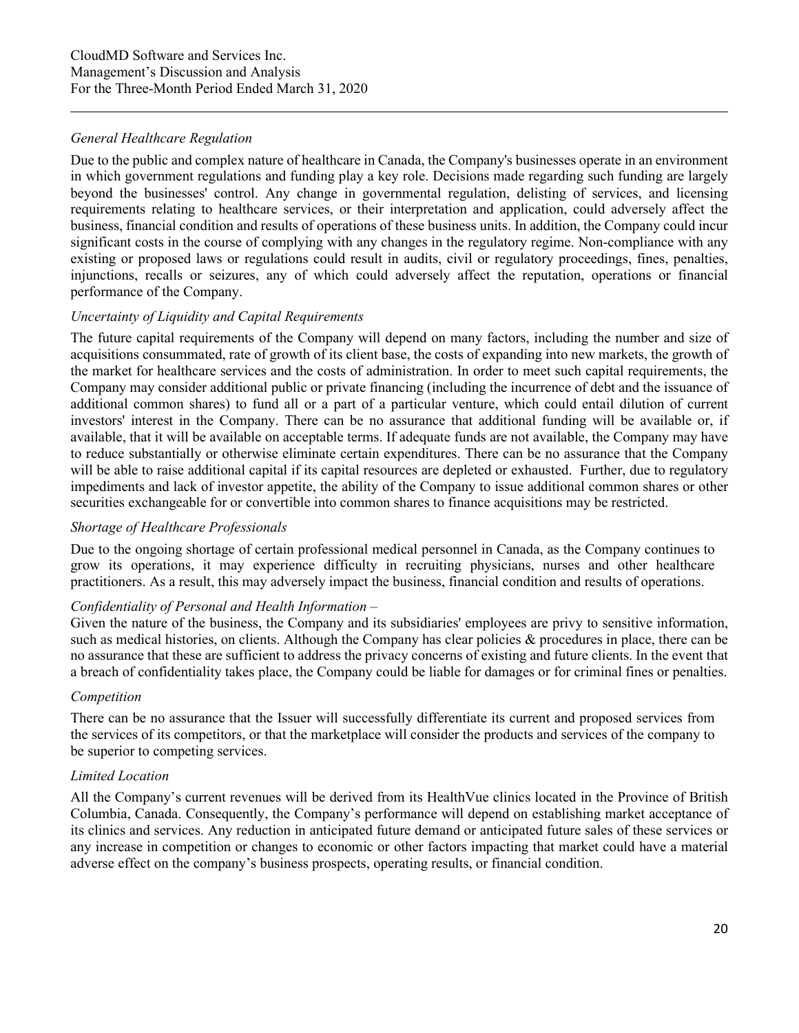*General Healthcare Regulation*

Due to the public and complex nature of healthcare in Canada, the Company's businesses operate in an environment in which government regulations and funding play a key role. Decisions made regarding such funding are largely beyond the businesses' control. Any change in governmental regulation, delisting of services, and licensing requirements relating to healthcare services, or their interpretation and application, could adversely affect the business, financial condition and results of operations of these business units. In addition, the Company could incur significant costs in the course of complying with any changes in the regulatory regime. Non-compliance with any existing or proposed laws or regulations could result in audits, civil or regulatory proceedings, fines, penalties, injunctions, recalls or seizures, any of which could adversely affect the reputation, operations or financial performance of the Company.

*Uncertainty of Liquidity and Capital Requirements*

The future capital requirements of the Company will depend on many factors, including the number and size of acquisitions consummated, rate of growth of its client base, the costs of expanding into new markets, the growth of the market for healthcare services and the costs of administration. In order to meet such capital requirements, the Company may consider additional public or private financing (including the incurrence of debt and the issuance of additional common shares) to fund all or a part of a particular venture, which could entail dilution of current investors' interest in the Company. There can be no assurance that additional funding will be available or, if available, that it will be available on acceptable terms. If adequate funds are not available, the Company may have to reduce substantially or otherwise eliminate certain expenditures. There can be no assurance that the Company will be able to raise additional capital if its capital resources are depleted or exhausted. Further, due to regulatory impediments and lack of investor appetite, the ability of the Company to issue additional common shares or other securities exchangeable for or convertible into common shares to finance acquisitions may be restricted.

*Shortage of Healthcare Professionals*

Due to the ongoing shortage of certain professional medical personnel in Canada, as the Company continues to grow its operations, it may experience difficulty in recruiting physicians, nurses and other healthcare practitioners. As a result, this may adversely impact the business, financial condition and results of operations.

*Confidentiality of Personal and Health Information –*

Given the nature of the business, the Company and its subsidiaries' employees are privy to sensitive information, such as medical histories, on clients. Although the Company has clear policies & procedures in place, there can be no assurance that these are sufficient to address the privacy concerns of existing and future clients. In the event that a breach of confidentiality takes place, the Company could be liable for damages or for criminal fines or penalties.

*Competition*

There can be no assurance that the Issuer will successfully differentiate its current and proposed services from the services of its competitors, or that the marketplace will consider the products and services of the company to be superior to competing services.

*Limited Location*

All the Company's current revenues will be derived from its HealthVue clinics located in the Province of British Columbia, Canada. Consequently, the Company's performance will depend on establishing market acceptance of its clinics and services. Any reduction in anticipated future demand or anticipated future sales of these services or any increase in competition or changes to economic or other factors impacting that market could have a material adverse effect on the company's business prospects, operating results, or financial condition.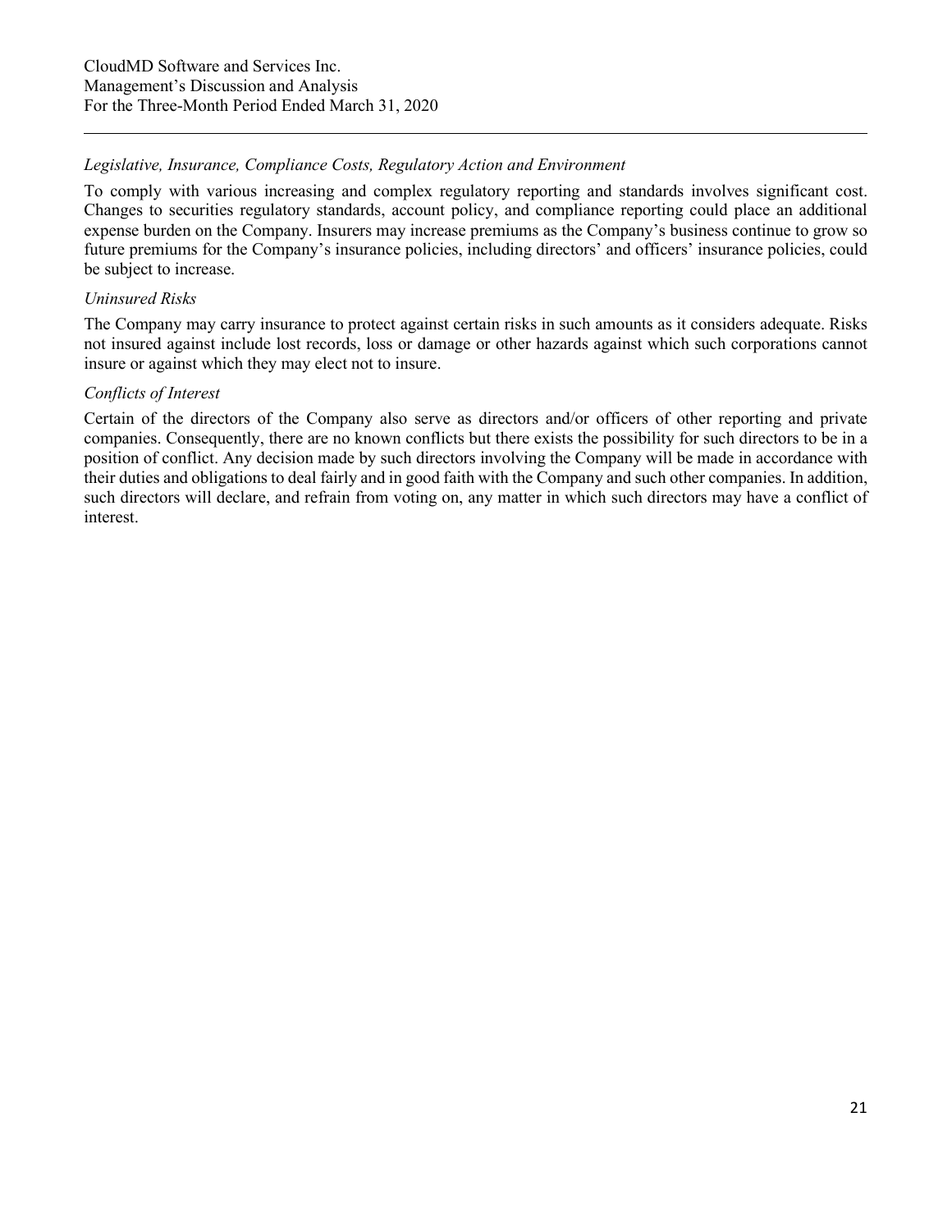*Legislative, Insurance, Compliance Costs, Regulatory Action and Environment*

To comply with various increasing and complex regulatory reporting and standards involves significant cost. Changes to securities regulatory standards, account policy, and compliance reporting could place an additional expense burden on the Company. Insurers may increase premiums as the Company's business continue to grow so future premiums for the Company's insurance policies, including directors' and officers' insurance policies, could be subject to increase.

*Uninsured Risks*

The Company may carry insurance to protect against certain risks in such amounts as it considers adequate. Risks not insured against include lost records, loss or damage or other hazards against which such corporations cannot insure or against which they may elect not to insure.

*Conflicts of Interest*

Certain of the directors of the Company also serve as directors and/or officers of other reporting and private companies. Consequently, there are no known conflicts but there exists the possibility for such directors to be in a position of conflict. Any decision made by such directors involving the Company will be made in accordance with their duties and obligations to deal fairly and in good faith with the Company and such other companies. In addition, such directors will declare, and refrain from voting on, any matter in which such directors may have a conflict of interest.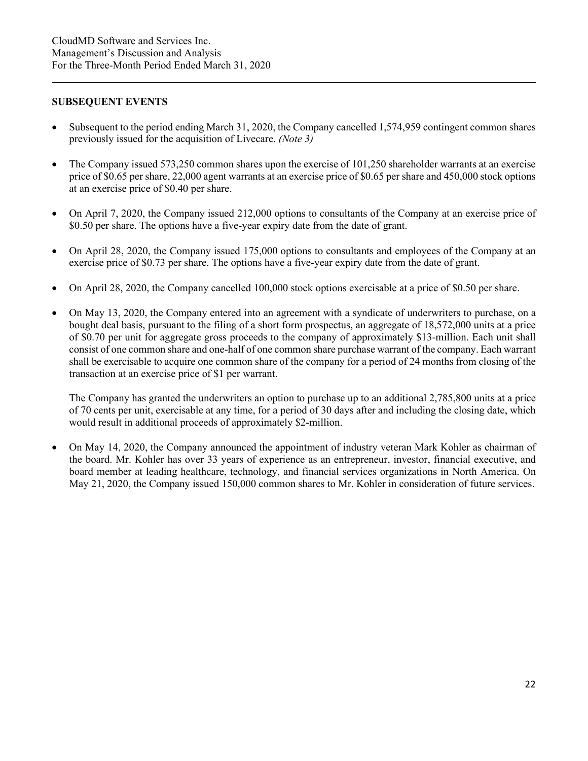## SUBSEQUENT EVENTS

- Subsequent to the period ending March 31, 2020, the Company cancelled 1,574,959 contingent common shares previously issued for the acquisition of Livecare. *(Note 3)*

- The Company issued 573,250 common shares upon the exercise of 101,250 shareholder warrants at an exercise price of $0.65 per share, 22,000 agent warrants at an exercise price of $0.65 per share and 450,000 stock options at an exercise price of $0.40 per share.

- On April 7, 2020, the Company issued 212,000 options to consultants of the Company at an exercise price of $0.50 per share. The options have a five-year expiry date from the date of grant.

- On April 28, 2020, the Company issued 175,000 options to consultants and employees of the Company at an exercise price of $0.73 per share. The options have a five-year expiry date from the date of grant.

- On April 28, 2020, the Company cancelled 100,000 stock options exercisable at a price of $0.50 per share.

- On May 13, 2020, the Company entered into an agreement with a syndicate of underwriters to purchase, on a bought deal basis, pursuant to the filing of a short form prospectus, an aggregate of 18,572,000 units at a price of $0.70 per unit for aggregate gross proceeds to the company of approximately $13-million. Each unit shall consist of one common share and one-half of one common share purchase warrant of the company. Each warrant shall be exercisable to acquire one common share of the company for a period of 24 months from closing of the transaction at an exercise price of $1 per warrant.

  The Company has granted the underwriters an option to purchase up to an additional 2,785,800 units at a price of 70 cents per unit, exercisable at any time, for a period of 30 days after and including the closing date, which would result in additional proceeds of approximately $2-million.

- On May 14, 2020, the Company announced the appointment of industry veteran Mark Kohler as chairman of the board. Mr. Kohler has over 33 years of experience as an entrepreneur, investor, financial executive, and board member at leading healthcare, technology, and financial services organizations in North America. On May 21, 2020, the Company issued 150,000 common shares to Mr. Kohler in consideration of future services.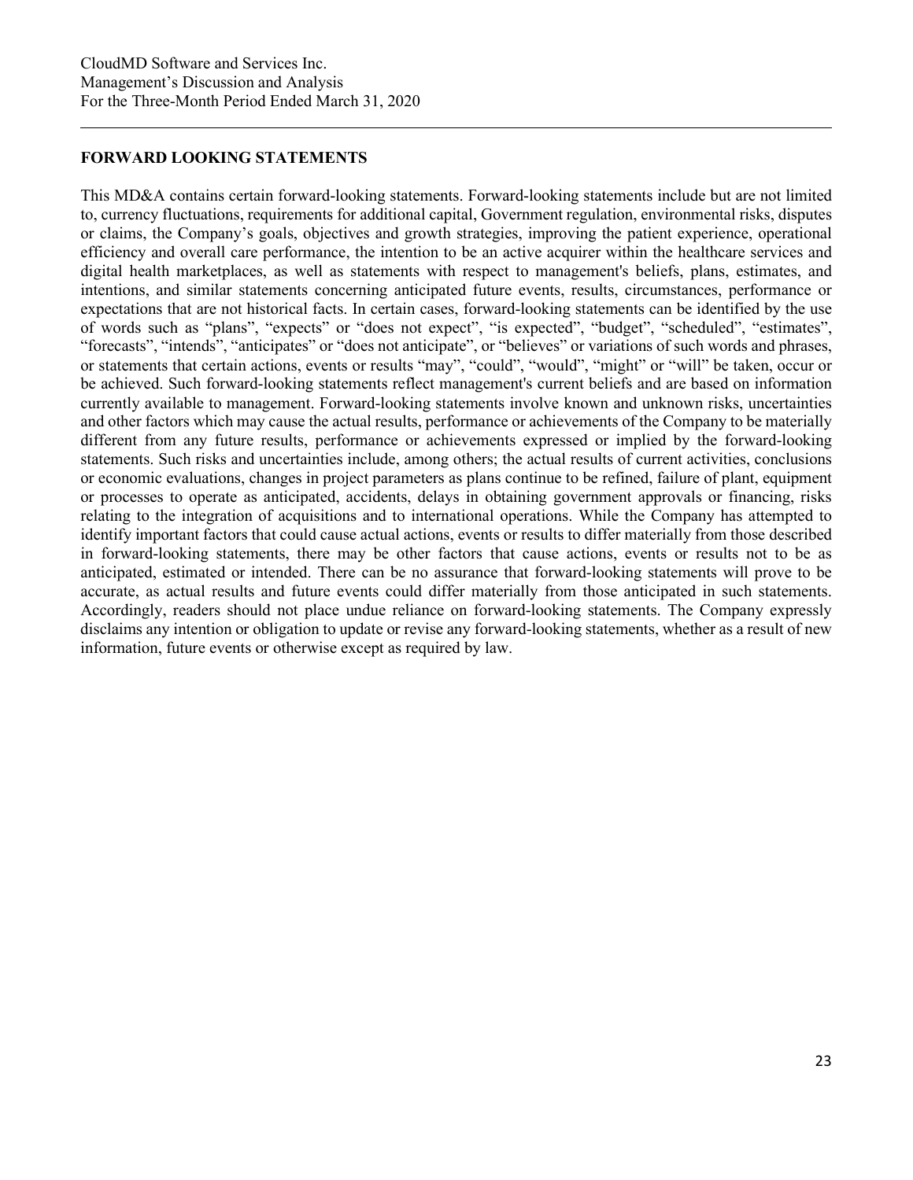## FORWARD LOOKING STATEMENTS

This MD&A contains certain forward-looking statements. Forward-looking statements include but are not limited to, currency fluctuations, requirements for additional capital, Government regulation, environmental risks, disputes or claims, the Company's goals, objectives and growth strategies, improving the patient experience, operational efficiency and overall care performance, the intention to be an active acquirer within the healthcare services and digital health marketplaces, as well as statements with respect to management's beliefs, plans, estimates, and intentions, and similar statements concerning anticipated future events, results, circumstances, performance or expectations that are not historical facts. In certain cases, forward-looking statements can be identified by the use of words such as "plans", "expects" or "does not expect", "is expected", "budget", "scheduled", "estimates", "forecasts", "intends", "anticipates" or "does not anticipate", or "believes" or variations of such words and phrases, or statements that certain actions, events or results "may", "could", "would", "might" or "will" be taken, occur or be achieved. Such forward-looking statements reflect management's current beliefs and are based on information currently available to management. Forward-looking statements involve known and unknown risks, uncertainties and other factors which may cause the actual results, performance or achievements of the Company to be materially different from any future results, performance or achievements expressed or implied by the forward-looking statements. Such risks and uncertainties include, among others; the actual results of current activities, conclusions or economic evaluations, changes in project parameters as plans continue to be refined, failure of plant, equipment or processes to operate as anticipated, accidents, delays in obtaining government approvals or financing, risks relating to the integration of acquisitions and to international operations. While the Company has attempted to identify important factors that could cause actual actions, events or results to differ materially from those described in forward-looking statements, there may be other factors that cause actions, events or results not to be as anticipated, estimated or intended. There can be no assurance that forward-looking statements will prove to be accurate, as actual results and future events could differ materially from those anticipated in such statements. Accordingly, readers should not place undue reliance on forward-looking statements. The Company expressly disclaims any intention or obligation to update or revise any forward-looking statements, whether as a result of new information, future events or otherwise except as required by law.